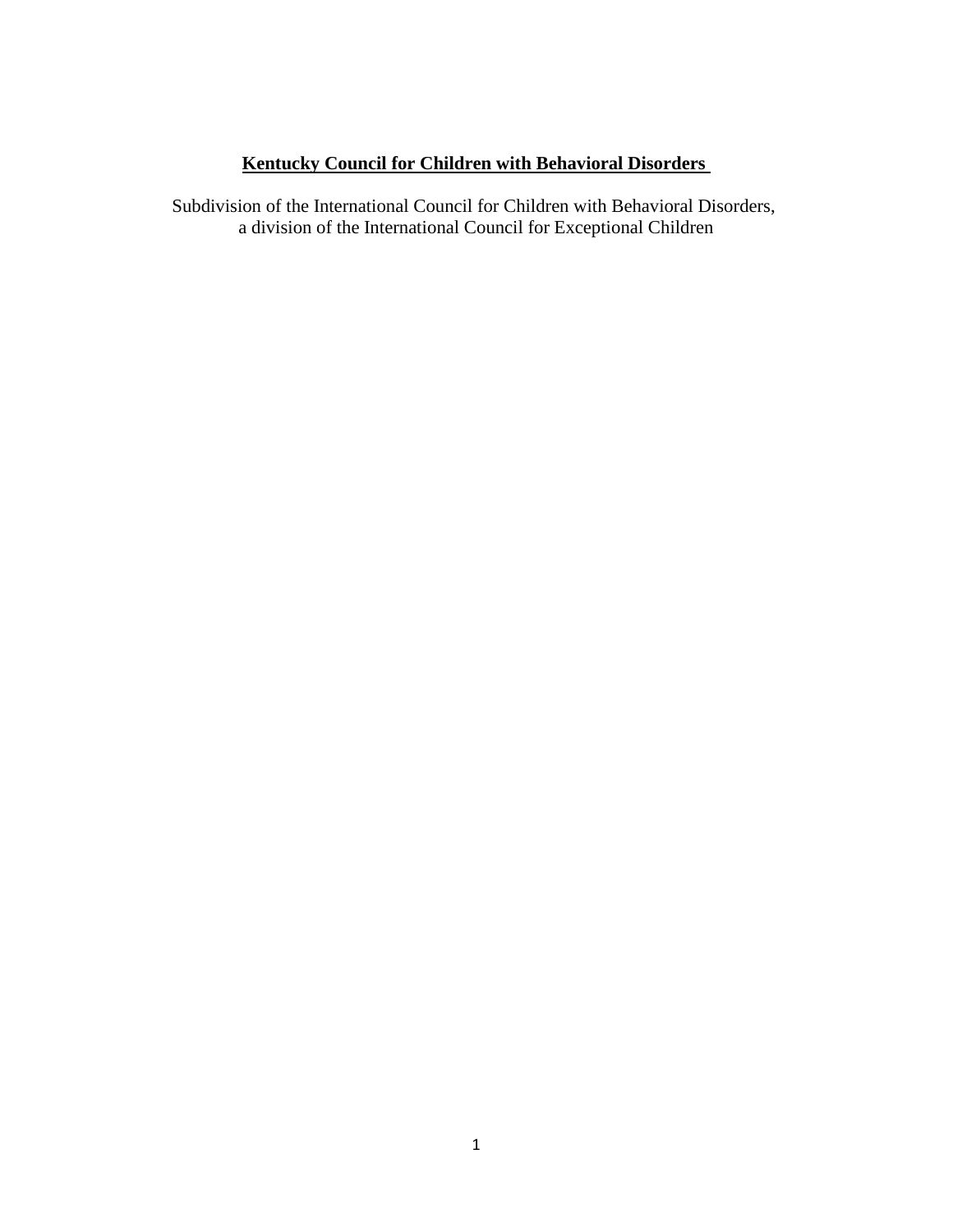# **Kentucky Council for Children with Behavioral Disorders**

Subdivision of the International Council for Children with Behavioral Disorders,
a division of the International Council for Exceptional Children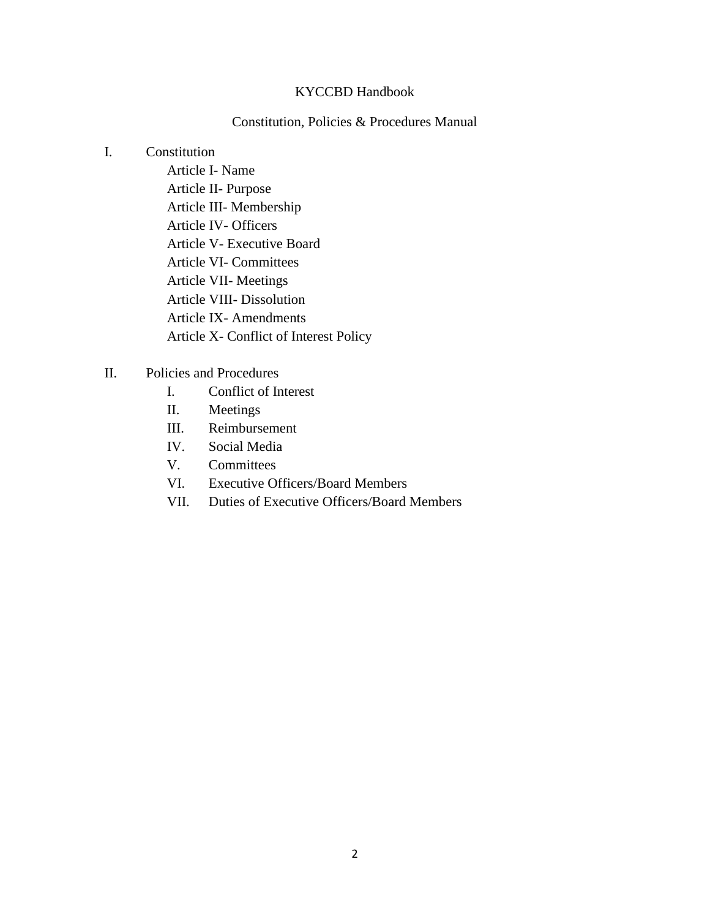# KYCCBD Handbook

## Constitution, Policies & Procedures Manual

I. Constitution
- Article I- Name
- Article II- Purpose
- Article III- Membership
- Article IV- Officers
- Article V- Executive Board
- Article VI- Committees
- Article VII- Meetings
- Article VIII- Dissolution
- Article IX- Amendments
- Article X- Conflict of Interest Policy

II. Policies and Procedures
- I. Conflict of Interest
- II. Meetings
- III. Reimbursement
- IV. Social Media
- V. Committees
- VI. Executive Officers/Board Members
- VII. Duties of Executive Officers/Board Members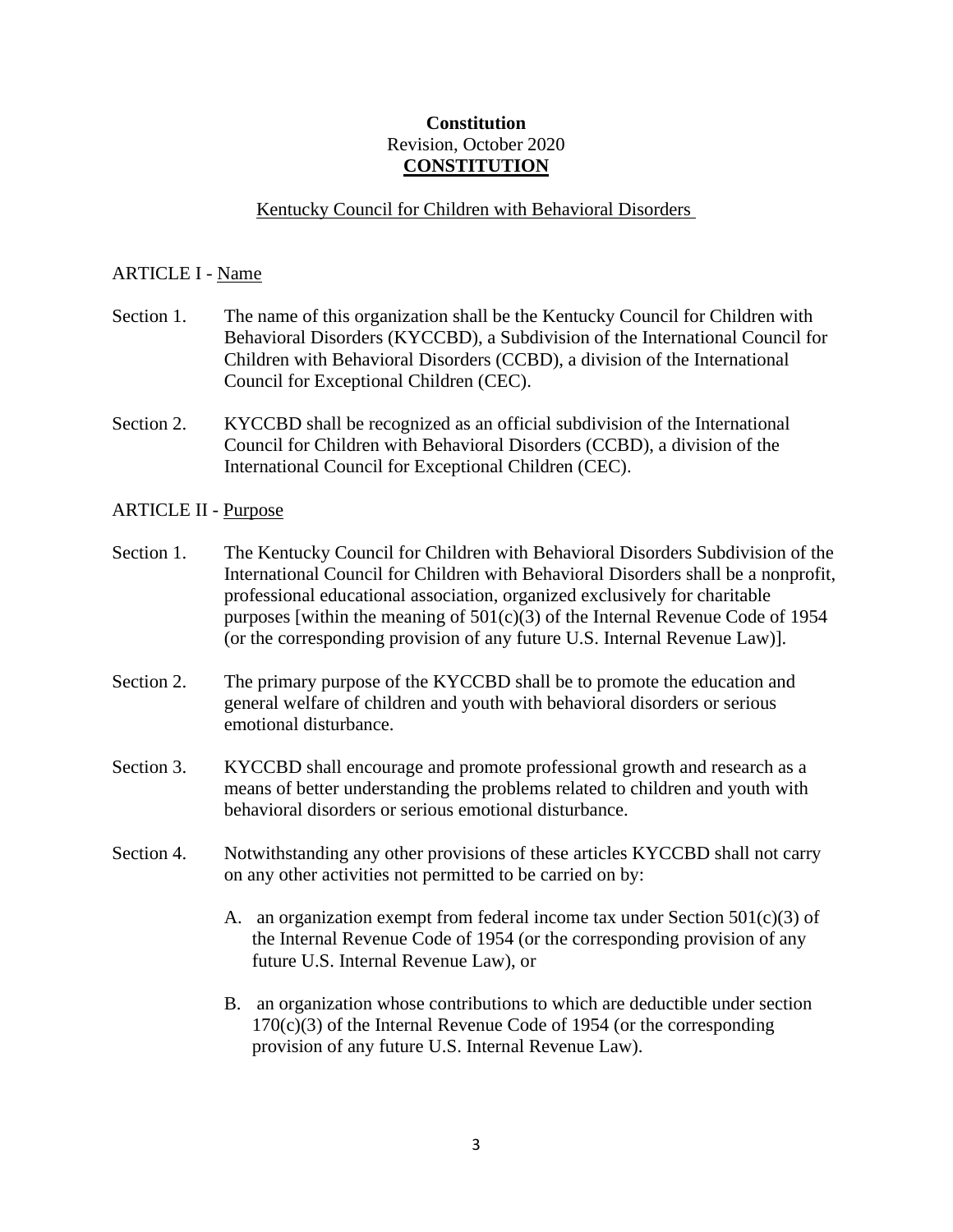**Constitution**
Revision, October 2020

# CONSTITUTION

## Kentucky Council for Children with Behavioral Disorders

ARTICLE I - Name

Section 1. The name of this organization shall be the Kentucky Council for Children with Behavioral Disorders (KYCCBD), a Subdivision of the International Council for Children with Behavioral Disorders (CCBD), a division of the International Council for Exceptional Children (CEC).

Section 2. KYCCBD shall be recognized as an official subdivision of the International Council for Children with Behavioral Disorders (CCBD), a division of the International Council for Exceptional Children (CEC).

ARTICLE II - Purpose

Section 1. The Kentucky Council for Children with Behavioral Disorders Subdivision of the International Council for Children with Behavioral Disorders shall be a nonprofit, professional educational association, organized exclusively for charitable purposes [within the meaning of 501(c)(3) of the Internal Revenue Code of 1954 (or the corresponding provision of any future U.S. Internal Revenue Law)].

Section 2. The primary purpose of the KYCCBD shall be to promote the education and general welfare of children and youth with behavioral disorders or serious emotional disturbance.

Section 3. KYCCBD shall encourage and promote professional growth and research as a means of better understanding the problems related to children and youth with behavioral disorders or serious emotional disturbance.

Section 4. Notwithstanding any other provisions of these articles KYCCBD shall not carry on any other activities not permitted to be carried on by:

A. an organization exempt from federal income tax under Section 501(c)(3) of the Internal Revenue Code of 1954 (or the corresponding provision of any future U.S. Internal Revenue Law), or

B. an organization whose contributions to which are deductible under section 170(c)(3) of the Internal Revenue Code of 1954 (or the corresponding provision of any future U.S. Internal Revenue Law).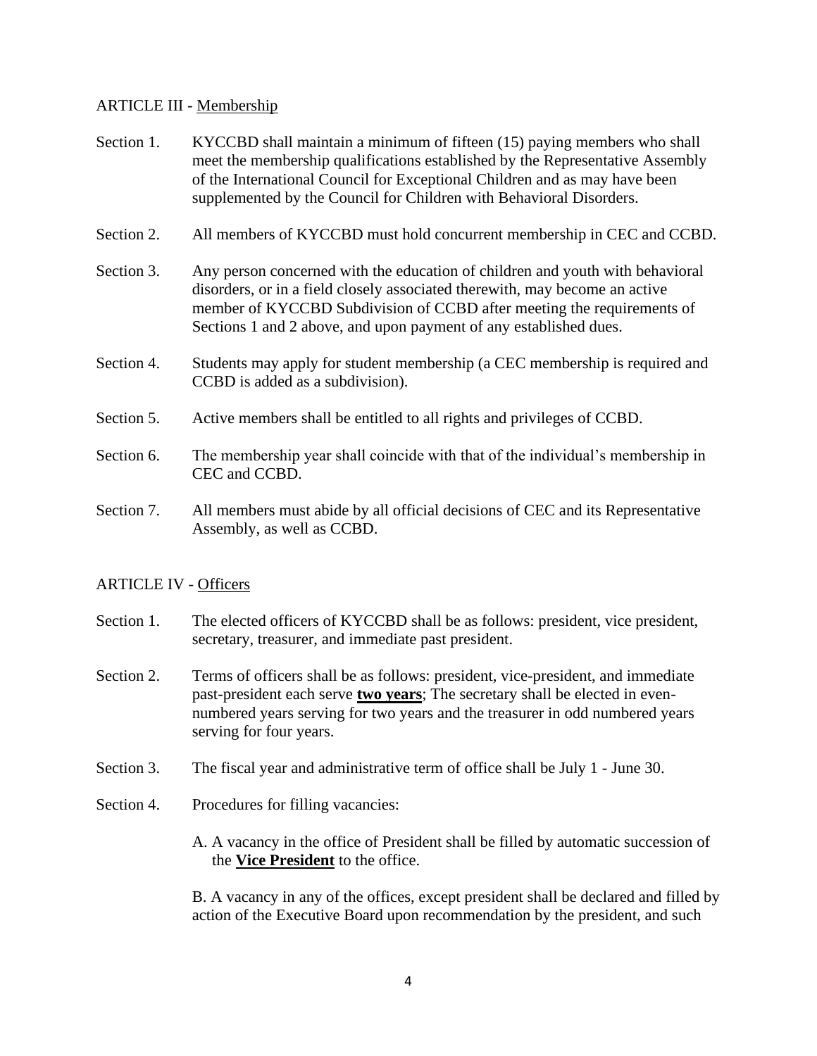## ARTICLE III - Membership

Section 1. KYCCBD shall maintain a minimum of fifteen (15) paying members who shall meet the membership qualifications established by the Representative Assembly of the International Council for Exceptional Children and as may have been supplemented by the Council for Children with Behavioral Disorders.

Section 2. All members of KYCCBD must hold concurrent membership in CEC and CCBD.

Section 3. Any person concerned with the education of children and youth with behavioral disorders, or in a field closely associated therewith, may become an active member of KYCCBD Subdivision of CCBD after meeting the requirements of Sections 1 and 2 above, and upon payment of any established dues.

Section 4. Students may apply for student membership (a CEC membership is required and CCBD is added as a subdivision).

Section 5. Active members shall be entitled to all rights and privileges of CCBD.

Section 6. The membership year shall coincide with that of the individual's membership in CEC and CCBD.

Section 7. All members must abide by all official decisions of CEC and its Representative Assembly, as well as CCBD.

## ARTICLE IV - Officers

Section 1. The elected officers of KYCCBD shall be as follows: president, vice president, secretary, treasurer, and immediate past president.

Section 2. Terms of officers shall be as follows: president, vice-president, and immediate past-president each serve **two years**; The secretary shall be elected in even-numbered years serving for two years and the treasurer in odd numbered years serving for four years.

Section 3. The fiscal year and administrative term of office shall be July 1 - June 30.

Section 4. Procedures for filling vacancies:

A. A vacancy in the office of President shall be filled by automatic succession of the **Vice President** to the office.

B. A vacancy in any of the offices, except president shall be declared and filled by action of the Executive Board upon recommendation by the president, and such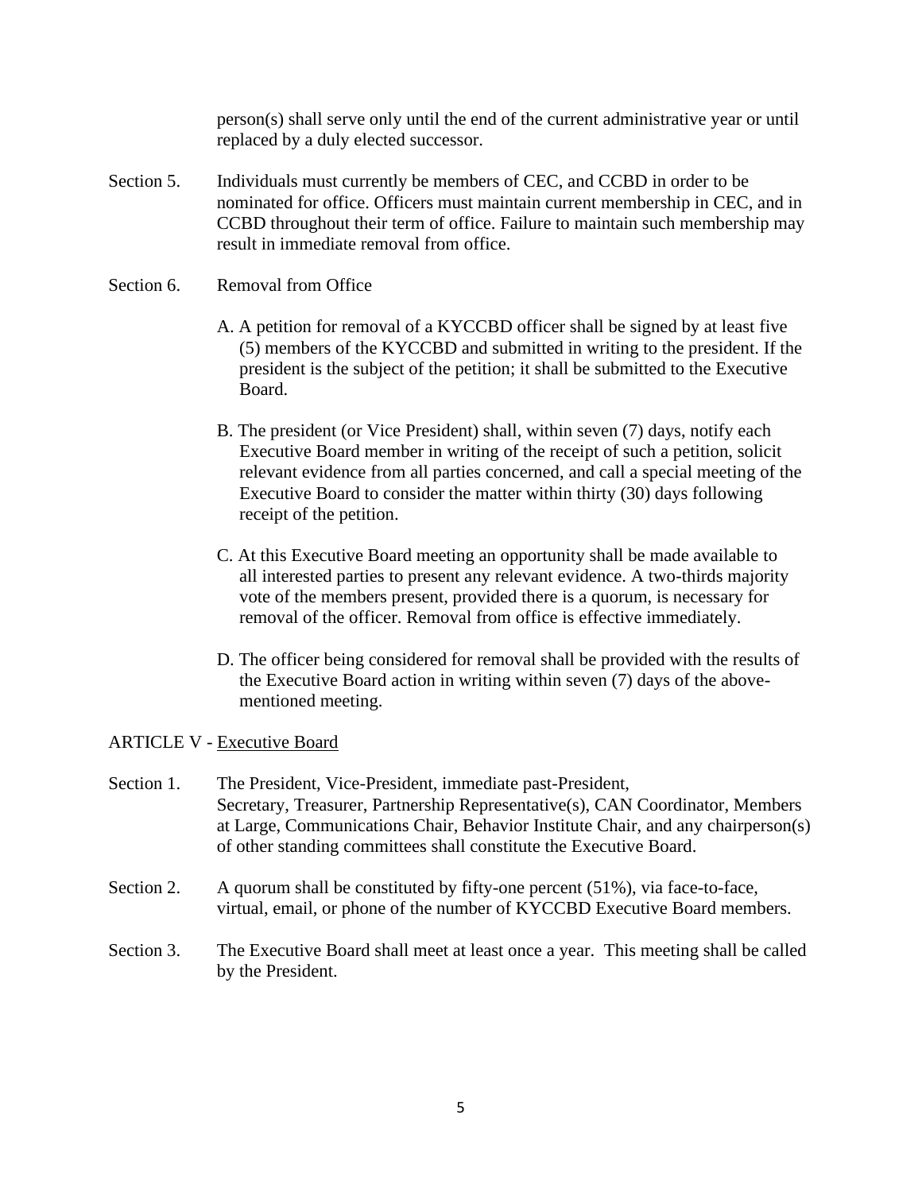person(s) shall serve only until the end of the current administrative year or until replaced by a duly elected successor.

Section 5. Individuals must currently be members of CEC, and CCBD in order to be nominated for office. Officers must maintain current membership in CEC, and in CCBD throughout their term of office. Failure to maintain such membership may result in immediate removal from office.

Section 6. Removal from Office

A. A petition for removal of a KYCCBD officer shall be signed by at least five (5) members of the KYCCBD and submitted in writing to the president. If the president is the subject of the petition; it shall be submitted to the Executive Board.

B. The president (or Vice President) shall, within seven (7) days, notify each Executive Board member in writing of the receipt of such a petition, solicit relevant evidence from all parties concerned, and call a special meeting of the Executive Board to consider the matter within thirty (30) days following receipt of the petition.

C. At this Executive Board meeting an opportunity shall be made available to all interested parties to present any relevant evidence. A two-thirds majority vote of the members present, provided there is a quorum, is necessary for removal of the officer. Removal from office is effective immediately.

D. The officer being considered for removal shall be provided with the results of the Executive Board action in writing within seven (7) days of the above-mentioned meeting.

ARTICLE V - Executive Board

Section 1. The President, Vice-President, immediate past-President, Secretary, Treasurer, Partnership Representative(s), CAN Coordinator, Members at Large, Communications Chair, Behavior Institute Chair, and any chairperson(s) of other standing committees shall constitute the Executive Board.

Section 2. A quorum shall be constituted by fifty-one percent (51%), via face-to-face, virtual, email, or phone of the number of KYCCBD Executive Board members.

Section 3. The Executive Board shall meet at least once a year. This meeting shall be called by the President.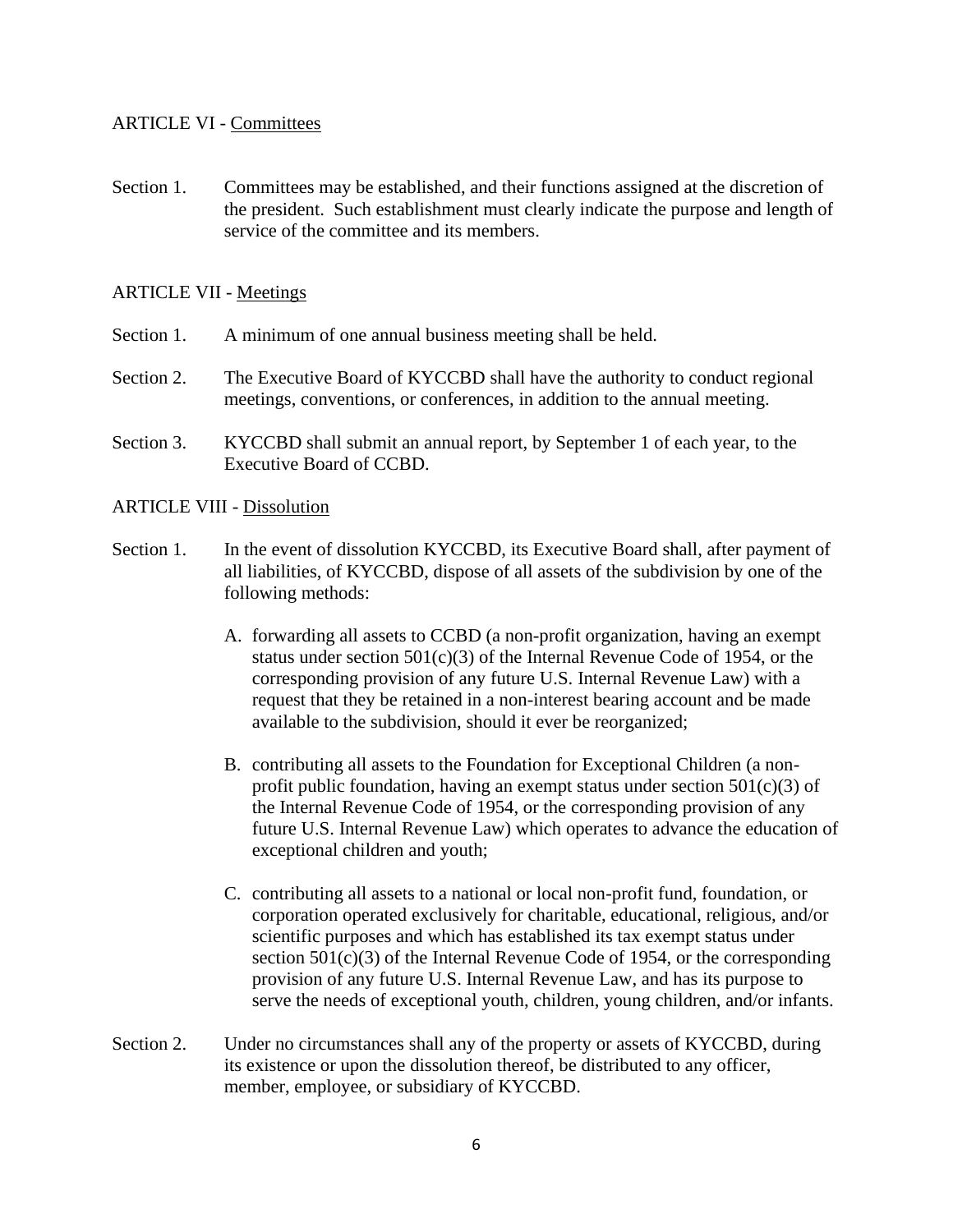## ARTICLE VI - <u>Committees</u>

Section 1. Committees may be established, and their functions assigned at the discretion of the president. Such establishment must clearly indicate the purpose and length of service of the committee and its members.

## ARTICLE VII - <u>Meetings</u>

Section 1. A minimum of one annual business meeting shall be held.

Section 2. The Executive Board of KYCCBD shall have the authority to conduct regional meetings, conventions, or conferences, in addition to the annual meeting.

Section 3. KYCCBD shall submit an annual report, by September 1 of each year, to the Executive Board of CCBD.

## ARTICLE VIII - <u>Dissolution</u>

Section 1. In the event of dissolution KYCCBD, its Executive Board shall, after payment of all liabilities, of KYCCBD, dispose of all assets of the subdivision by one of the following methods:

A. forwarding all assets to CCBD (a non-profit organization, having an exempt status under section 501(c)(3) of the Internal Revenue Code of 1954, or the corresponding provision of any future U.S. Internal Revenue Law) with a request that they be retained in a non-interest bearing account and be made available to the subdivision, should it ever be reorganized;

B. contributing all assets to the Foundation for Exceptional Children (a non-profit public foundation, having an exempt status under section 501(c)(3) of the Internal Revenue Code of 1954, or the corresponding provision of any future U.S. Internal Revenue Law) which operates to advance the education of exceptional children and youth;

C. contributing all assets to a national or local non-profit fund, foundation, or corporation operated exclusively for charitable, educational, religious, and/or scientific purposes and which has established its tax exempt status under section 501(c)(3) of the Internal Revenue Code of 1954, or the corresponding provision of any future U.S. Internal Revenue Law, and has its purpose to serve the needs of exceptional youth, children, young children, and/or infants.

Section 2. Under no circumstances shall any of the property or assets of KYCCBD, during its existence or upon the dissolution thereof, be distributed to any officer, member, employee, or subsidiary of KYCCBD.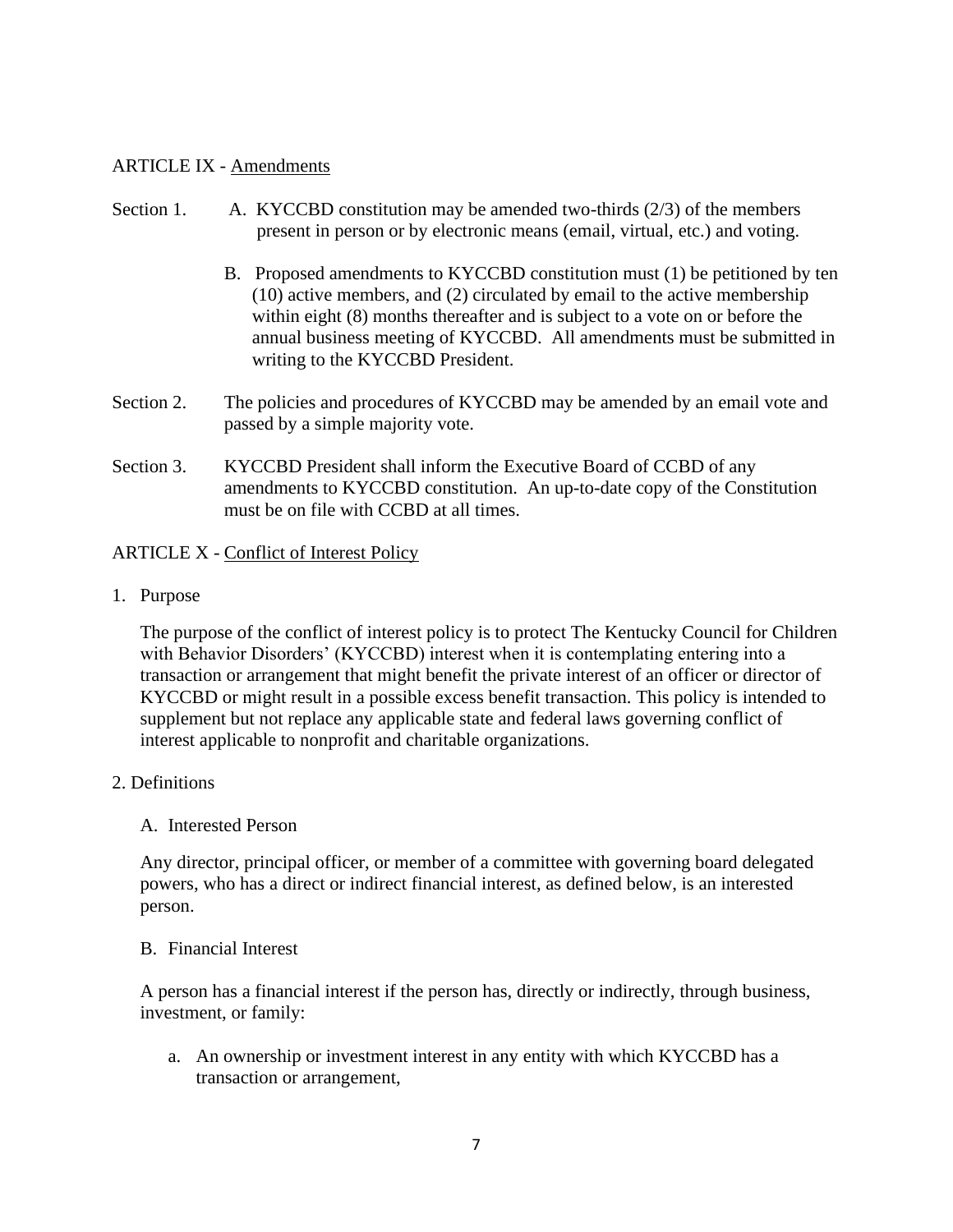ARTICLE IX - Amendments

Section 1.

A. KYCCBD constitution may be amended two-thirds (2/3) of the members present in person or by electronic means (email, virtual, etc.) and voting.

B. Proposed amendments to KYCCBD constitution must (1) be petitioned by ten (10) active members, and (2) circulated by email to the active membership within eight (8) months thereafter and is subject to a vote on or before the annual business meeting of KYCCBD. All amendments must be submitted in writing to the KYCCBD President.

Section 2. The policies and procedures of KYCCBD may be amended by an email vote and passed by a simple majority vote.

Section 3. KYCCBD President shall inform the Executive Board of CCBD of any amendments to KYCCBD constitution. An up-to-date copy of the Constitution must be on file with CCBD at all times.

ARTICLE X - Conflict of Interest Policy

1. Purpose

The purpose of the conflict of interest policy is to protect The Kentucky Council for Children with Behavior Disorders' (KYCCBD) interest when it is contemplating entering into a transaction or arrangement that might benefit the private interest of an officer or director of KYCCBD or might result in a possible excess benefit transaction. This policy is intended to supplement but not replace any applicable state and federal laws governing conflict of interest applicable to nonprofit and charitable organizations.

2. Definitions

A. Interested Person

Any director, principal officer, or member of a committee with governing board delegated powers, who has a direct or indirect financial interest, as defined below, is an interested person.

B. Financial Interest

A person has a financial interest if the person has, directly or indirectly, through business, investment, or family:

a. An ownership or investment interest in any entity with which KYCCBD has a transaction or arrangement,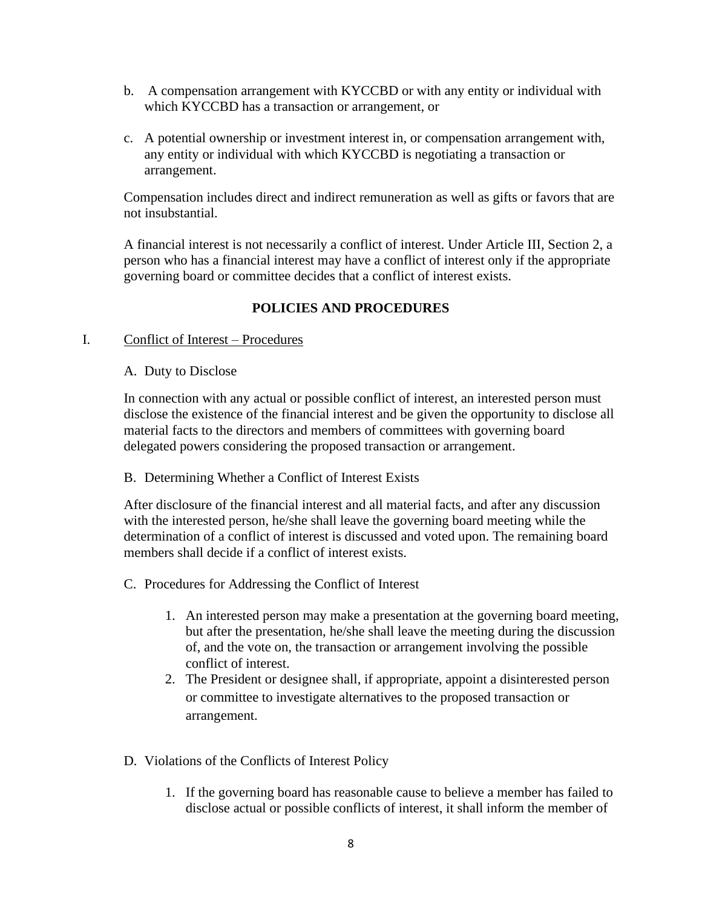b. A compensation arrangement with KYCCBD or with any entity or individual with which KYCCBD has a transaction or arrangement, or

c. A potential ownership or investment interest in, or compensation arrangement with, any entity or individual with which KYCCBD is negotiating a transaction or arrangement.

Compensation includes direct and indirect remuneration as well as gifts or favors that are not insubstantial.

A financial interest is not necessarily a conflict of interest. Under Article III, Section 2, a person who has a financial interest may have a conflict of interest only if the appropriate governing board or committee decides that a conflict of interest exists.

## POLICIES AND PROCEDURES

I. Conflict of Interest – Procedures

A. Duty to Disclose

In connection with any actual or possible conflict of interest, an interested person must disclose the existence of the financial interest and be given the opportunity to disclose all material facts to the directors and members of committees with governing board delegated powers considering the proposed transaction or arrangement.

B. Determining Whether a Conflict of Interest Exists

After disclosure of the financial interest and all material facts, and after any discussion with the interested person, he/she shall leave the governing board meeting while the determination of a conflict of interest is discussed and voted upon. The remaining board members shall decide if a conflict of interest exists.

C. Procedures for Addressing the Conflict of Interest

1. An interested person may make a presentation at the governing board meeting, but after the presentation, he/she shall leave the meeting during the discussion of, and the vote on, the transaction or arrangement involving the possible conflict of interest.
2. The President or designee shall, if appropriate, appoint a disinterested person or committee to investigate alternatives to the proposed transaction or arrangement.

D. Violations of the Conflicts of Interest Policy

1. If the governing board has reasonable cause to believe a member has failed to disclose actual or possible conflicts of interest, it shall inform the member of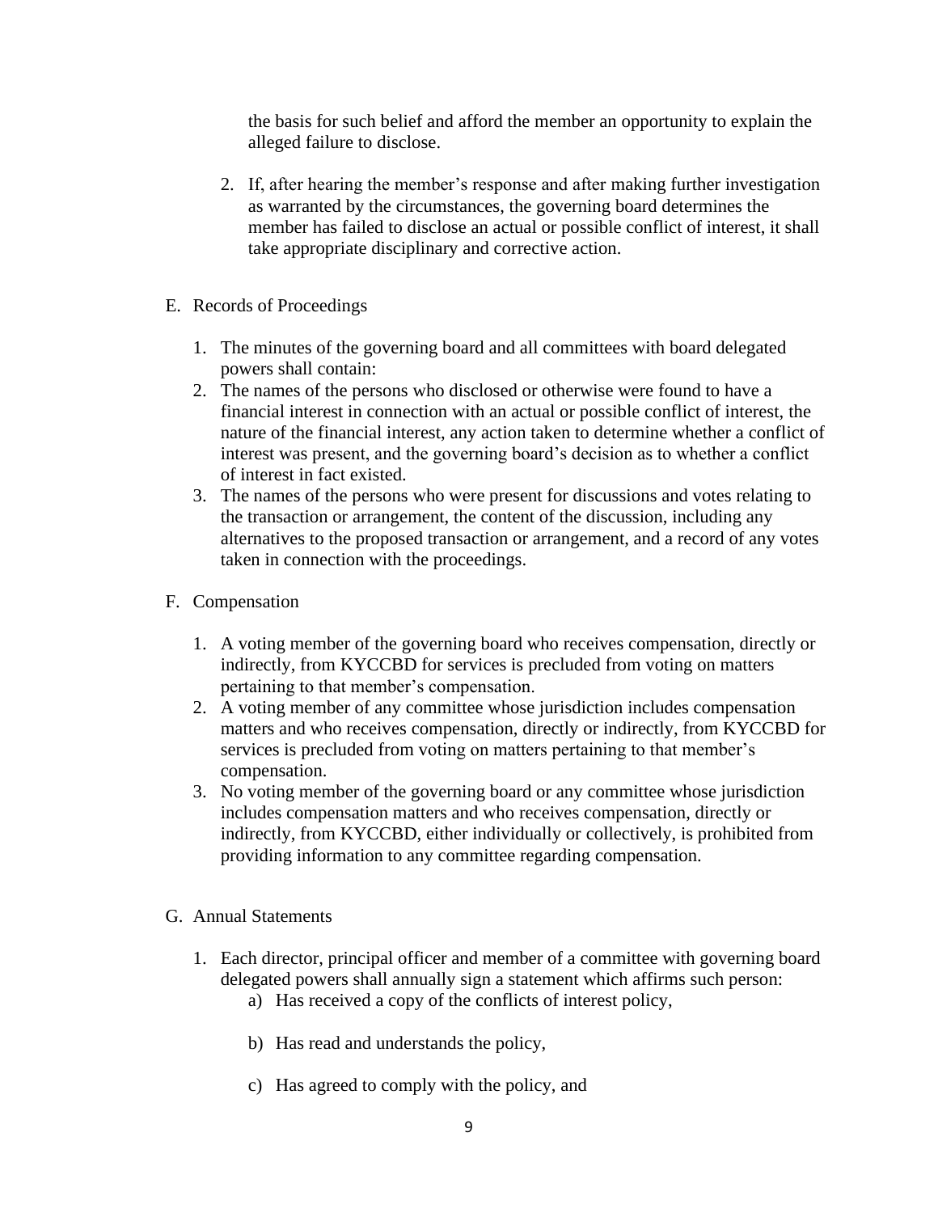the basis for such belief and afford the member an opportunity to explain the alleged failure to disclose.

2. If, after hearing the member's response and after making further investigation as warranted by the circumstances, the governing board determines the member has failed to disclose an actual or possible conflict of interest, it shall take appropriate disciplinary and corrective action.

E. Records of Proceedings

1. The minutes of the governing board and all committees with board delegated powers shall contain:
2. The names of the persons who disclosed or otherwise were found to have a financial interest in connection with an actual or possible conflict of interest, the nature of the financial interest, any action taken to determine whether a conflict of interest was present, and the governing board's decision as to whether a conflict of interest in fact existed.
3. The names of the persons who were present for discussions and votes relating to the transaction or arrangement, the content of the discussion, including any alternatives to the proposed transaction or arrangement, and a record of any votes taken in connection with the proceedings.

F. Compensation

1. A voting member of the governing board who receives compensation, directly or indirectly, from KYCCBD for services is precluded from voting on matters pertaining to that member's compensation.
2. A voting member of any committee whose jurisdiction includes compensation matters and who receives compensation, directly or indirectly, from KYCCBD for services is precluded from voting on matters pertaining to that member's compensation.
3. No voting member of the governing board or any committee whose jurisdiction includes compensation matters and who receives compensation, directly or indirectly, from KYCCBD, either individually or collectively, is prohibited from providing information to any committee regarding compensation.

G. Annual Statements

1. Each director, principal officer and member of a committee with governing board delegated powers shall annually sign a statement which affirms such person:
   a) Has received a copy of the conflicts of interest policy,

   b) Has read and understands the policy,

   c) Has agreed to comply with the policy, and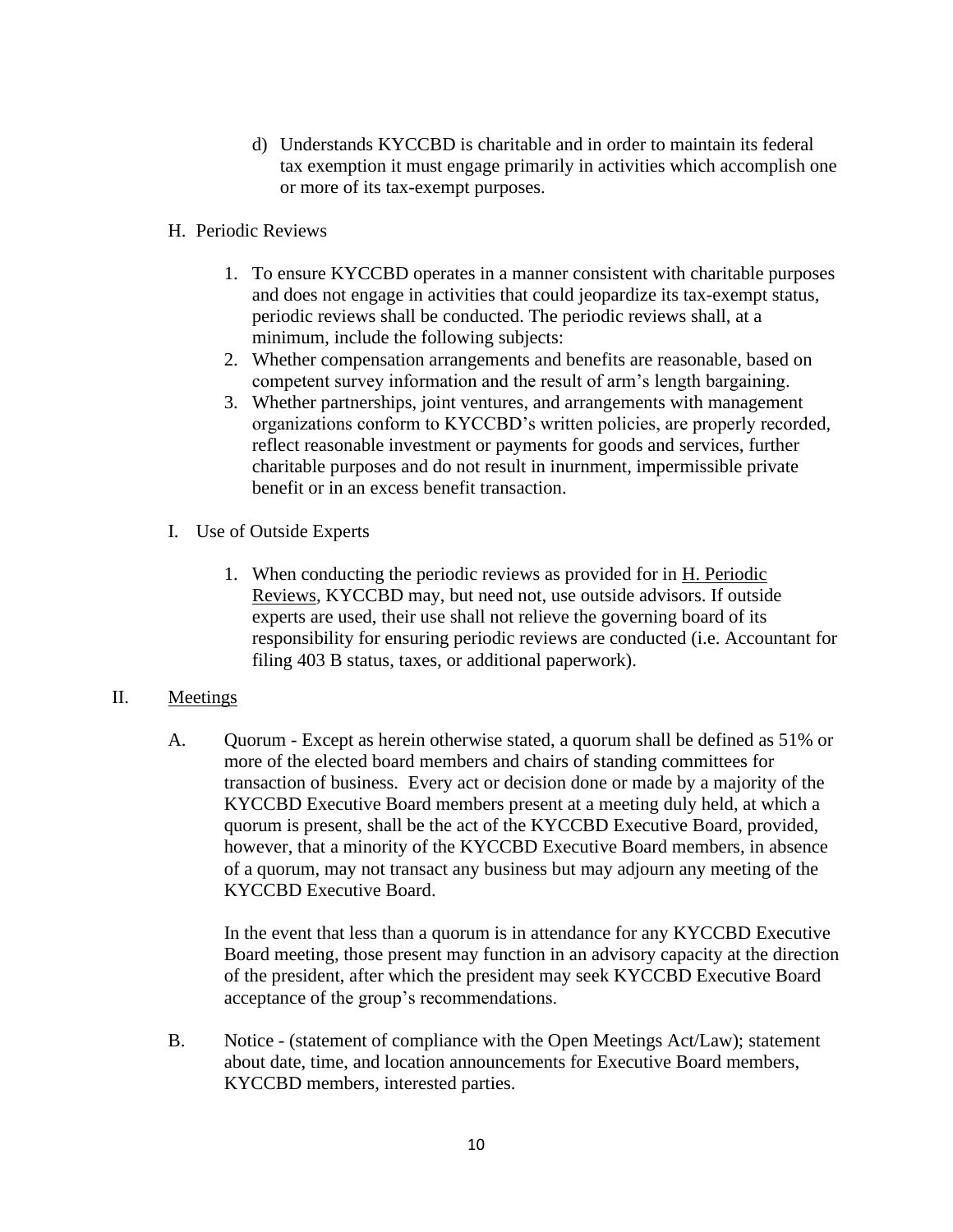d) Understands KYCCBD is charitable and in order to maintain its federal tax exemption it must engage primarily in activities which accomplish one or more of its tax-exempt purposes.

H. Periodic Reviews

1. To ensure KYCCBD operates in a manner consistent with charitable purposes and does not engage in activities that could jeopardize its tax-exempt status, periodic reviews shall be conducted. The periodic reviews shall, at a minimum, include the following subjects:
2. Whether compensation arrangements and benefits are reasonable, based on competent survey information and the result of arm's length bargaining.
3. Whether partnerships, joint ventures, and arrangements with management organizations conform to KYCCBD's written policies, are properly recorded, reflect reasonable investment or payments for goods and services, further charitable purposes and do not result in inurnment, impermissible private benefit or in an excess benefit transaction.

I. Use of Outside Experts

1. When conducting the periodic reviews as provided for in <u>H. Periodic Reviews</u>, KYCCBD may, but need not, use outside advisors. If outside experts are used, their use shall not relieve the governing board of its responsibility for ensuring periodic reviews are conducted (i.e. Accountant for filing 403 B status, taxes, or additional paperwork).

## II. <u>Meetings</u>

A. Quorum - Except as herein otherwise stated, a quorum shall be defined as 51% or more of the elected board members and chairs of standing committees for transaction of business. Every act or decision done or made by a majority of the KYCCBD Executive Board members present at a meeting duly held, at which a quorum is present, shall be the act of the KYCCBD Executive Board, provided, however, that a minority of the KYCCBD Executive Board members, in absence of a quorum, may not transact any business but may adjourn any meeting of the KYCCBD Executive Board.

In the event that less than a quorum is in attendance for any KYCCBD Executive Board meeting, those present may function in an advisory capacity at the direction of the president, after which the president may seek KYCCBD Executive Board acceptance of the group's recommendations.

B. Notice - (statement of compliance with the Open Meetings Act/Law); statement about date, time, and location announcements for Executive Board members, KYCCBD members, interested parties.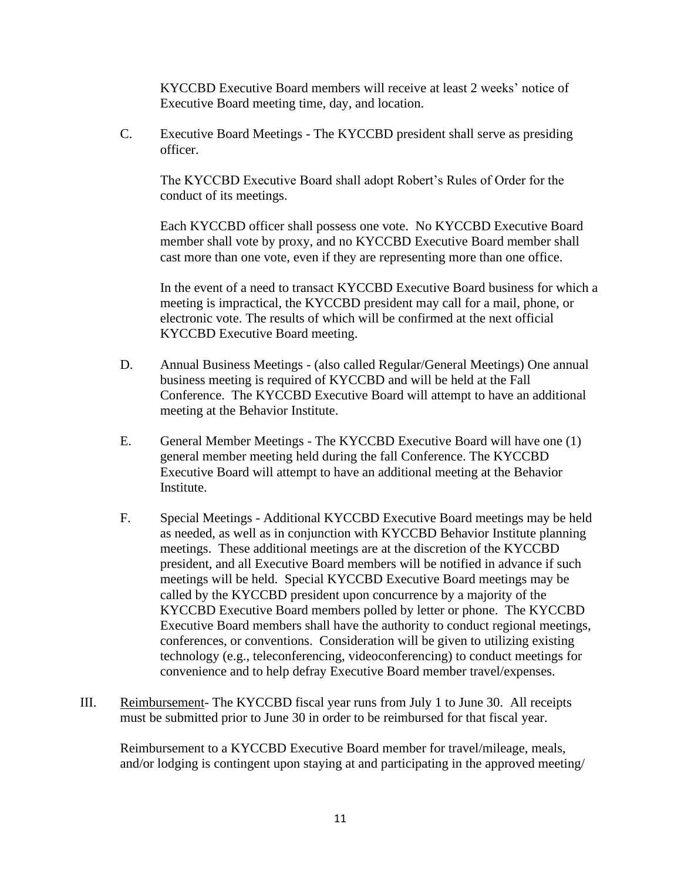KYCCBD Executive Board members will receive at least 2 weeks' notice of Executive Board meeting time, day, and location.

C. Executive Board Meetings - The KYCCBD president shall serve as presiding officer.

The KYCCBD Executive Board shall adopt Robert's Rules of Order for the conduct of its meetings.

Each KYCCBD officer shall possess one vote. No KYCCBD Executive Board member shall vote by proxy, and no KYCCBD Executive Board member shall cast more than one vote, even if they are representing more than one office.

In the event of a need to transact KYCCBD Executive Board business for which a meeting is impractical, the KYCCBD president may call for a mail, phone, or electronic vote. The results of which will be confirmed at the next official KYCCBD Executive Board meeting.

D. Annual Business Meetings - (also called Regular/General Meetings) One annual business meeting is required of KYCCBD and will be held at the Fall Conference. The KYCCBD Executive Board will attempt to have an additional meeting at the Behavior Institute.

E. General Member Meetings - The KYCCBD Executive Board will have one (1) general member meeting held during the fall Conference. The KYCCBD Executive Board will attempt to have an additional meeting at the Behavior Institute.

F. Special Meetings - Additional KYCCBD Executive Board meetings may be held as needed, as well as in conjunction with KYCCBD Behavior Institute planning meetings. These additional meetings are at the discretion of the KYCCBD president, and all Executive Board members will be notified in advance if such meetings will be held. Special KYCCBD Executive Board meetings may be called by the KYCCBD president upon concurrence by a majority of the KYCCBD Executive Board members polled by letter or phone. The KYCCBD Executive Board members shall have the authority to conduct regional meetings, conferences, or conventions. Consideration will be given to utilizing existing technology (e.g., teleconferencing, videoconferencing) to conduct meetings for convenience and to help defray Executive Board member travel/expenses.

III. Reimbursement- The KYCCBD fiscal year runs from July 1 to June 30. All receipts must be submitted prior to June 30 in order to be reimbursed for that fiscal year.

Reimbursement to a KYCCBD Executive Board member for travel/mileage, meals, and/or lodging is contingent upon staying at and participating in the approved meeting/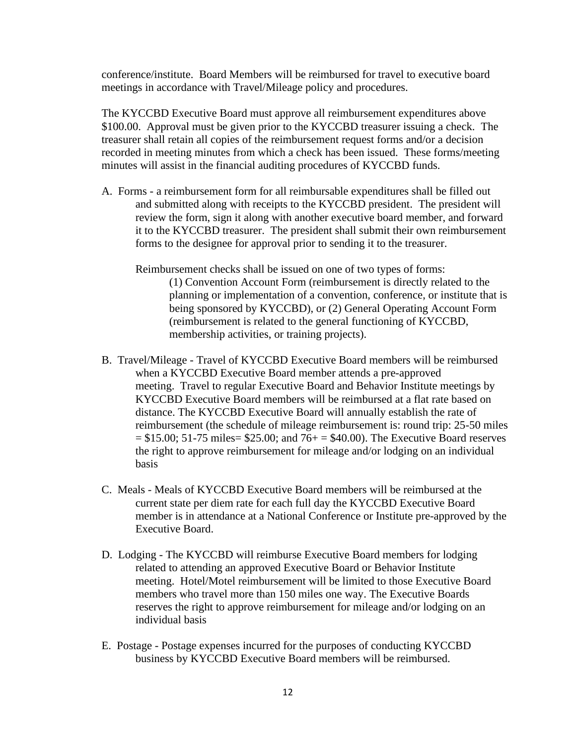conference/institute. Board Members will be reimbursed for travel to executive board meetings in accordance with Travel/Mileage policy and procedures.

The KYCCBD Executive Board must approve all reimbursement expenditures above $100.00. Approval must be given prior to the KYCCBD treasurer issuing a check. The treasurer shall retain all copies of the reimbursement request forms and/or a decision recorded in meeting minutes from which a check has been issued. These forms/meeting minutes will assist in the financial auditing procedures of KYCCBD funds.

A. Forms - a reimbursement form for all reimbursable expenditures shall be filled out and submitted along with receipts to the KYCCBD president. The president will review the form, sign it along with another executive board member, and forward it to the KYCCBD treasurer. The president shall submit their own reimbursement forms to the designee for approval prior to sending it to the treasurer.

   Reimbursement checks shall be issued on one of two types of forms:

   (1) Convention Account Form (reimbursement is directly related to the planning or implementation of a convention, conference, or institute that is being sponsored by KYCCBD), or (2) General Operating Account Form (reimbursement is related to the general functioning of KYCCBD, membership activities, or training projects).

B. Travel/Mileage - Travel of KYCCBD Executive Board members will be reimbursed when a KYCCBD Executive Board member attends a pre-approved meeting. Travel to regular Executive Board and Behavior Institute meetings by KYCCBD Executive Board members will be reimbursed at a flat rate based on distance. The KYCCBD Executive Board will annually establish the rate of reimbursement (the schedule of mileage reimbursement is: round trip: 25-50 miles = $15.00; 51-75 miles= $25.00; and 76+ = $40.00). The Executive Board reserves the right to approve reimbursement for mileage and/or lodging on an individual basis

C. Meals - Meals of KYCCBD Executive Board members will be reimbursed at the current state per diem rate for each full day the KYCCBD Executive Board member is in attendance at a National Conference or Institute pre-approved by the Executive Board.

D. Lodging - The KYCCBD will reimburse Executive Board members for lodging related to attending an approved Executive Board or Behavior Institute meeting. Hotel/Motel reimbursement will be limited to those Executive Board members who travel more than 150 miles one way. The Executive Boards reserves the right to approve reimbursement for mileage and/or lodging on an individual basis

E. Postage - Postage expenses incurred for the purposes of conducting KYCCBD business by KYCCBD Executive Board members will be reimbursed.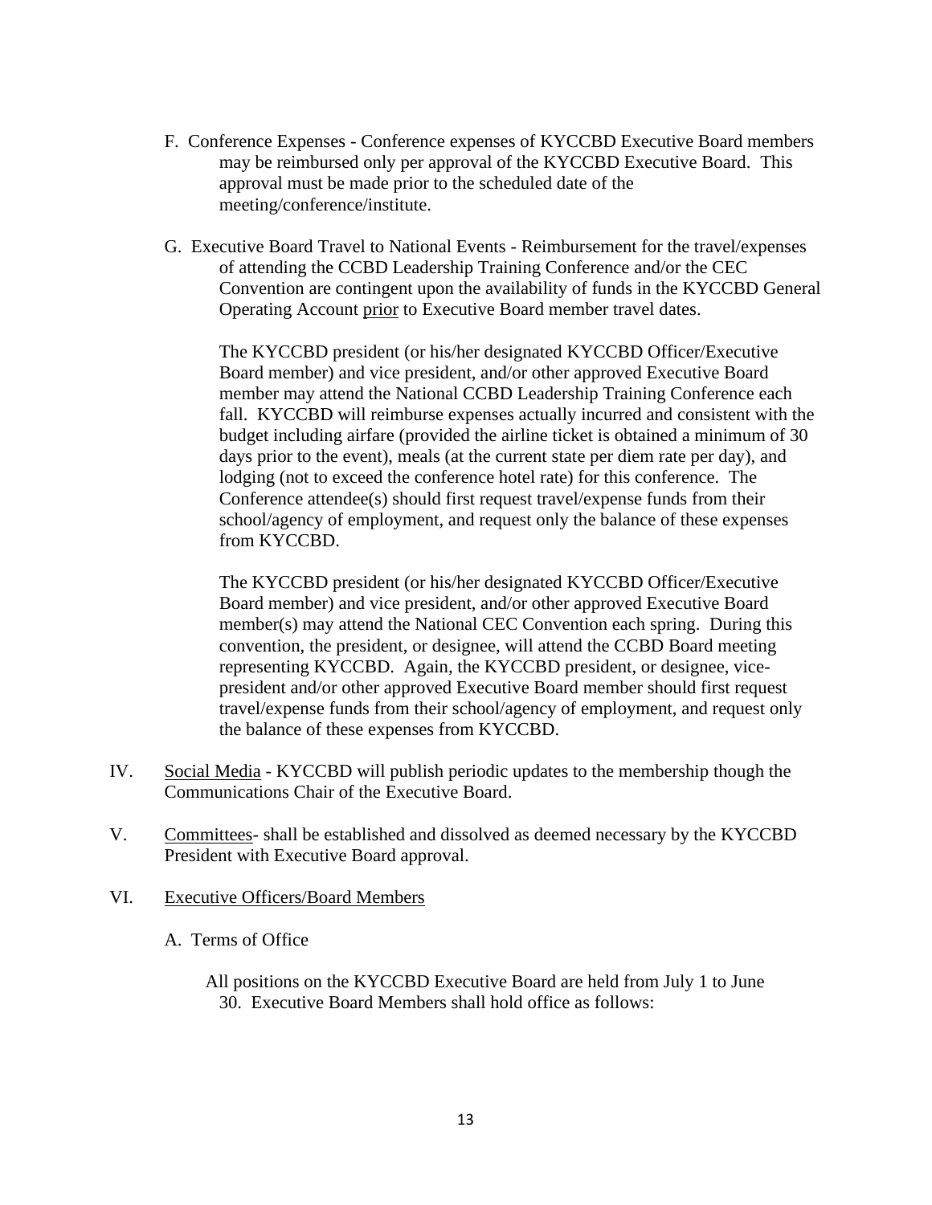F. Conference Expenses - Conference expenses of KYCCBD Executive Board members may be reimbursed only per approval of the KYCCBD Executive Board. This approval must be made prior to the scheduled date of the meeting/conference/institute.

G. Executive Board Travel to National Events - Reimbursement for the travel/expenses of attending the CCBD Leadership Training Conference and/or the CEC Convention are contingent upon the availability of funds in the KYCCBD General Operating Account <u>prior</u> to Executive Board member travel dates.

The KYCCBD president (or his/her designated KYCCBD Officer/Executive Board member) and vice president, and/or other approved Executive Board member may attend the National CCBD Leadership Training Conference each fall. KYCCBD will reimburse expenses actually incurred and consistent with the budget including airfare (provided the airline ticket is obtained a minimum of 30 days prior to the event), meals (at the current state per diem rate per day), and lodging (not to exceed the conference hotel rate) for this conference. The Conference attendee(s) should first request travel/expense funds from their school/agency of employment, and request only the balance of these expenses from KYCCBD.

The KYCCBD president (or his/her designated KYCCBD Officer/Executive Board member) and vice president, and/or other approved Executive Board member(s) may attend the National CEC Convention each spring. During this convention, the president, or designee, will attend the CCBD Board meeting representing KYCCBD. Again, the KYCCBD president, or designee, vice-president and/or other approved Executive Board member should first request travel/expense funds from their school/agency of employment, and request only the balance of these expenses from KYCCBD.

IV. <u>Social Media</u> - KYCCBD will publish periodic updates to the membership though the Communications Chair of the Executive Board.

V. <u>Committees</u>- shall be established and dissolved as deemed necessary by the KYCCBD President with Executive Board approval.

VI. <u>Executive Officers/Board Members</u>

A. Terms of Office

All positions on the KYCCBD Executive Board are held from July 1 to June 30. Executive Board Members shall hold office as follows: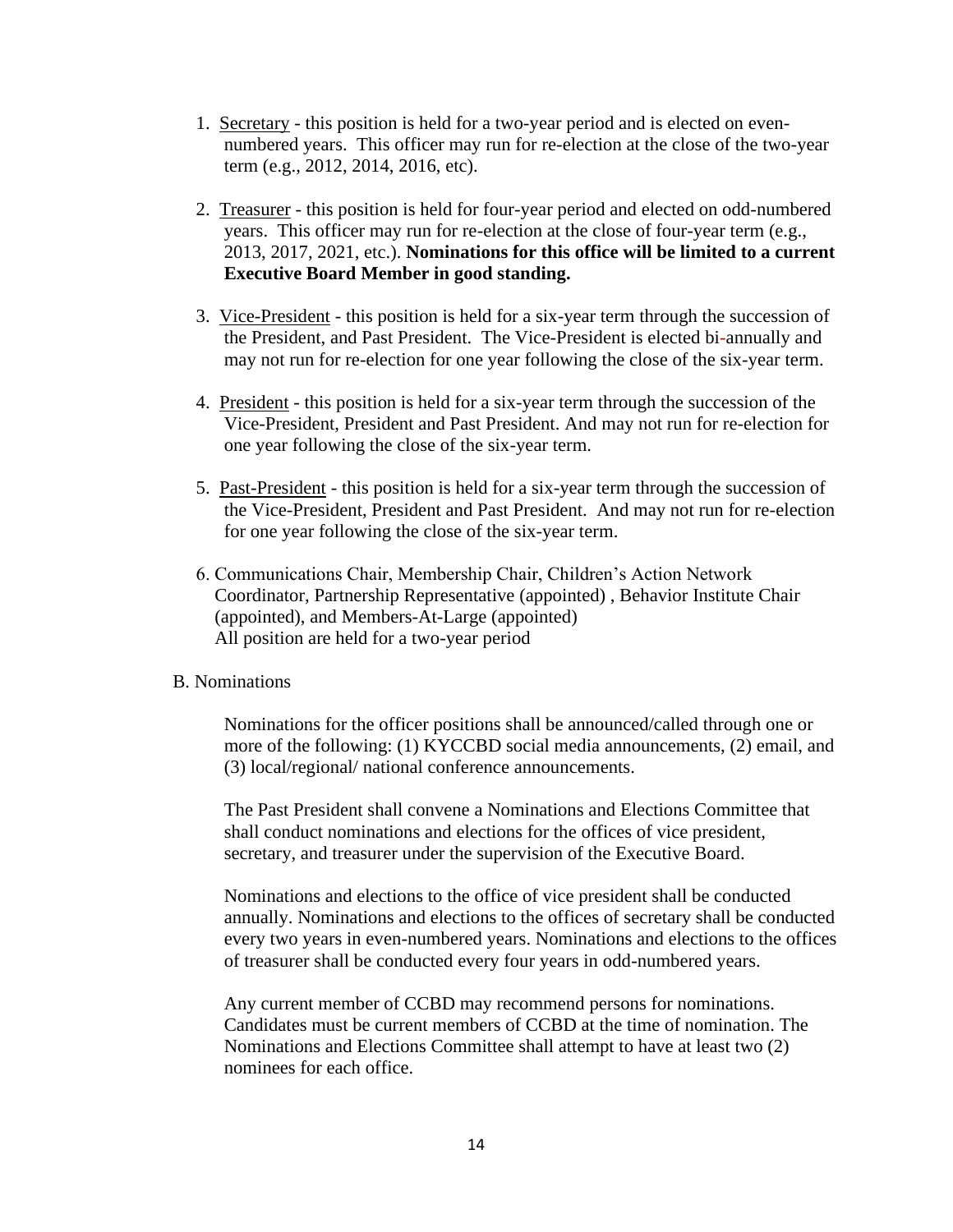1. Secretary - this position is held for a two-year period and is elected on even-numbered years. This officer may run for re-election at the close of the two-year term (e.g., 2012, 2014, 2016, etc).

2. Treasurer - this position is held for four-year period and elected on odd-numbered years. This officer may run for re-election at the close of four-year term (e.g., 2013, 2017, 2021, etc.). **Nominations for this office will be limited to a current Executive Board Member in good standing.**

3. Vice-President - this position is held for a six-year term through the succession of the President, and Past President. The Vice-President is elected bi-annually and may not run for re-election for one year following the close of the six-year term.

4. President - this position is held for a six-year term through the succession of the Vice-President, President and Past President. And may not run for re-election for one year following the close of the six-year term.

5. Past-President - this position is held for a six-year term through the succession of the Vice-President, President and Past President. And may not run for re-election for one year following the close of the six-year term.

6. Communications Chair, Membership Chair, Children's Action Network Coordinator, Partnership Representative (appointed) , Behavior Institute Chair (appointed), and Members-At-Large (appointed)
   All position are held for a two-year period

B. Nominations

Nominations for the officer positions shall be announced/called through one or more of the following: (1) KYCCBD social media announcements, (2) email, and (3) local/regional/ national conference announcements.

The Past President shall convene a Nominations and Elections Committee that shall conduct nominations and elections for the offices of vice president, secretary, and treasurer under the supervision of the Executive Board.

Nominations and elections to the office of vice president shall be conducted annually. Nominations and elections to the offices of secretary shall be conducted every two years in even-numbered years. Nominations and elections to the offices of treasurer shall be conducted every four years in odd-numbered years.

Any current member of CCBD may recommend persons for nominations. Candidates must be current members of CCBD at the time of nomination. The Nominations and Elections Committee shall attempt to have at least two (2) nominees for each office.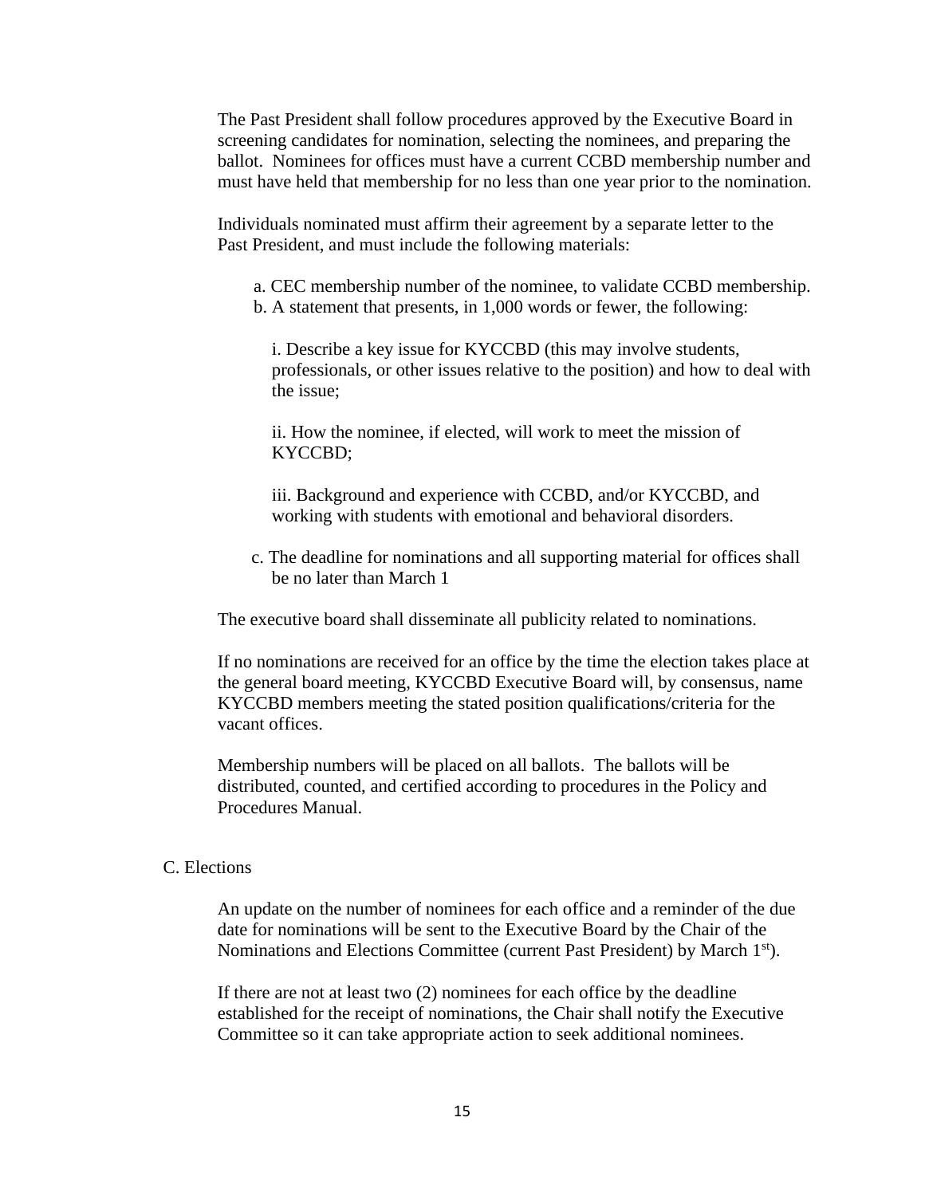The Past President shall follow procedures approved by the Executive Board in screening candidates for nomination, selecting the nominees, and preparing the ballot. Nominees for offices must have a current CCBD membership number and must have held that membership for no less than one year prior to the nomination.

Individuals nominated must affirm their agreement by a separate letter to the Past President, and must include the following materials:

a. CEC membership number of the nominee, to validate CCBD membership.

b. A statement that presents, in 1,000 words or fewer, the following:

   i. Describe a key issue for KYCCBD (this may involve students, professionals, or other issues relative to the position) and how to deal with the issue;

   ii. How the nominee, if elected, will work to meet the mission of KYCCBD;

   iii. Background and experience with CCBD, and/or KYCCBD, and working with students with emotional and behavioral disorders.

c. The deadline for nominations and all supporting material for offices shall be no later than March 1

The executive board shall disseminate all publicity related to nominations.

If no nominations are received for an office by the time the election takes place at the general board meeting, KYCCBD Executive Board will, by consensus, name KYCCBD members meeting the stated position qualifications/criteria for the vacant offices.

Membership numbers will be placed on all ballots. The ballots will be distributed, counted, and certified according to procedures in the Policy and Procedures Manual.

C. Elections

An update on the number of nominees for each office and a reminder of the due date for nominations will be sent to the Executive Board by the Chair of the Nominations and Elections Committee (current Past President) by March 1st).

If there are not at least two (2) nominees for each office by the deadline established for the receipt of nominations, the Chair shall notify the Executive Committee so it can take appropriate action to seek additional nominees.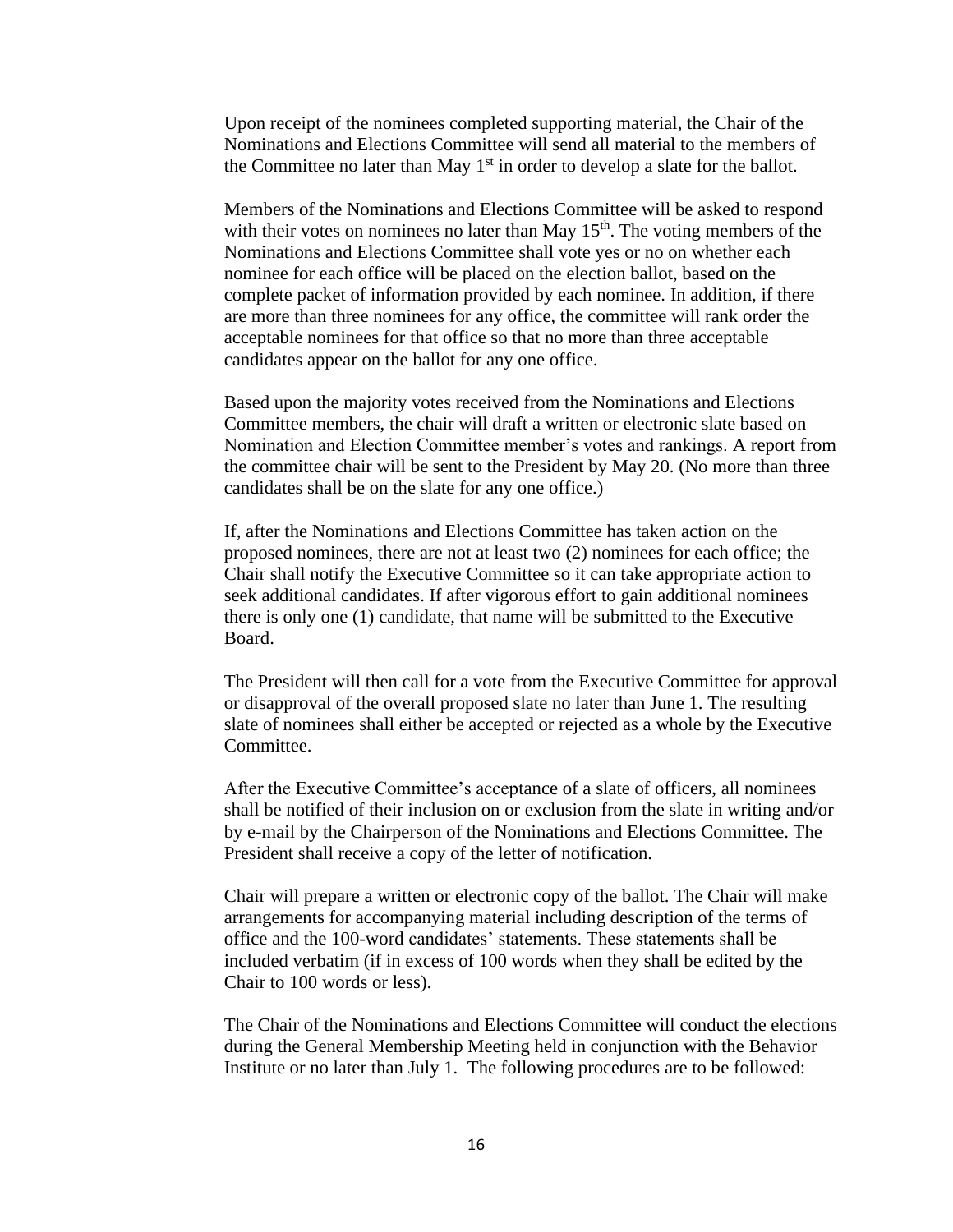Upon receipt of the nominees completed supporting material, the Chair of the Nominations and Elections Committee will send all material to the members of the Committee no later than May 1st in order to develop a slate for the ballot.

Members of the Nominations and Elections Committee will be asked to respond with their votes on nominees no later than May 15th. The voting members of the Nominations and Elections Committee shall vote yes or no on whether each nominee for each office will be placed on the election ballot, based on the complete packet of information provided by each nominee. In addition, if there are more than three nominees for any office, the committee will rank order the acceptable nominees for that office so that no more than three acceptable candidates appear on the ballot for any one office.

Based upon the majority votes received from the Nominations and Elections Committee members, the chair will draft a written or electronic slate based on Nomination and Election Committee member's votes and rankings. A report from the committee chair will be sent to the President by May 20. (No more than three candidates shall be on the slate for any one office.)

If, after the Nominations and Elections Committee has taken action on the proposed nominees, there are not at least two (2) nominees for each office; the Chair shall notify the Executive Committee so it can take appropriate action to seek additional candidates. If after vigorous effort to gain additional nominees there is only one (1) candidate, that name will be submitted to the Executive Board.

The President will then call for a vote from the Executive Committee for approval or disapproval of the overall proposed slate no later than June 1. The resulting slate of nominees shall either be accepted or rejected as a whole by the Executive Committee.

After the Executive Committee's acceptance of a slate of officers, all nominees shall be notified of their inclusion on or exclusion from the slate in writing and/or by e-mail by the Chairperson of the Nominations and Elections Committee. The President shall receive a copy of the letter of notification.

Chair will prepare a written or electronic copy of the ballot. The Chair will make arrangements for accompanying material including description of the terms of office and the 100-word candidates' statements. These statements shall be included verbatim (if in excess of 100 words when they shall be edited by the Chair to 100 words or less).

The Chair of the Nominations and Elections Committee will conduct the elections during the General Membership Meeting held in conjunction with the Behavior Institute or no later than July 1. The following procedures are to be followed: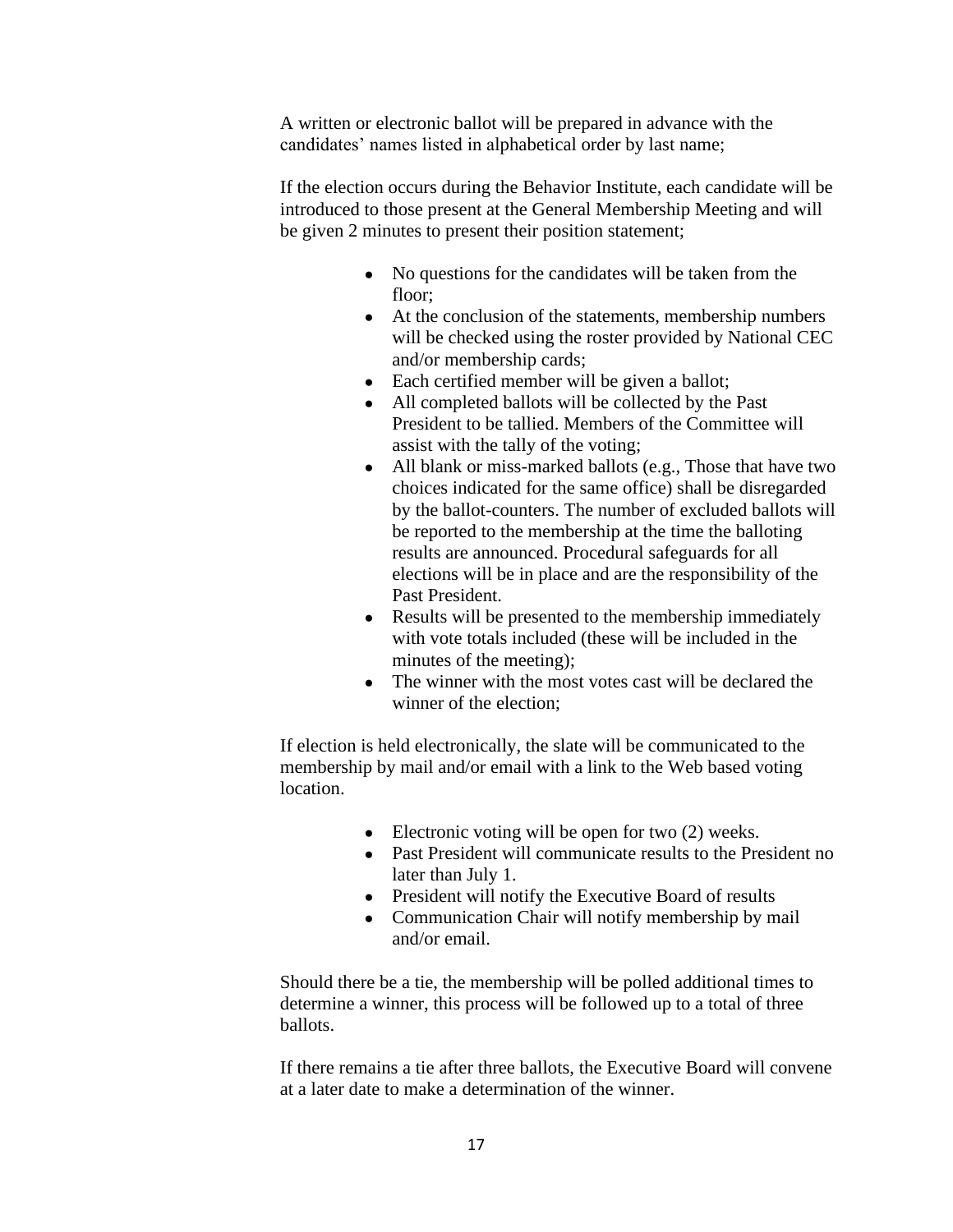A written or electronic ballot will be prepared in advance with the candidates' names listed in alphabetical order by last name;

If the election occurs during the Behavior Institute, each candidate will be introduced to those present at the General Membership Meeting and will be given 2 minutes to present their position statement;

- No questions for the candidates will be taken from the floor;
- At the conclusion of the statements, membership numbers will be checked using the roster provided by National CEC and/or membership cards;
- Each certified member will be given a ballot;
- All completed ballots will be collected by the Past President to be tallied. Members of the Committee will assist with the tally of the voting;
- All blank or miss-marked ballots (e.g., Those that have two choices indicated for the same office) shall be disregarded by the ballot-counters. The number of excluded ballots will be reported to the membership at the time the balloting results are announced. Procedural safeguards for all elections will be in place and are the responsibility of the Past President.
- Results will be presented to the membership immediately with vote totals included (these will be included in the minutes of the meeting);
- The winner with the most votes cast will be declared the winner of the election;

If election is held electronically, the slate will be communicated to the membership by mail and/or email with a link to the Web based voting location.

- Electronic voting will be open for two (2) weeks.
- Past President will communicate results to the President no later than July 1.
- President will notify the Executive Board of results
- Communication Chair will notify membership by mail and/or email.

Should there be a tie, the membership will be polled additional times to determine a winner, this process will be followed up to a total of three ballots.

If there remains a tie after three ballots, the Executive Board will convene at a later date to make a determination of the winner.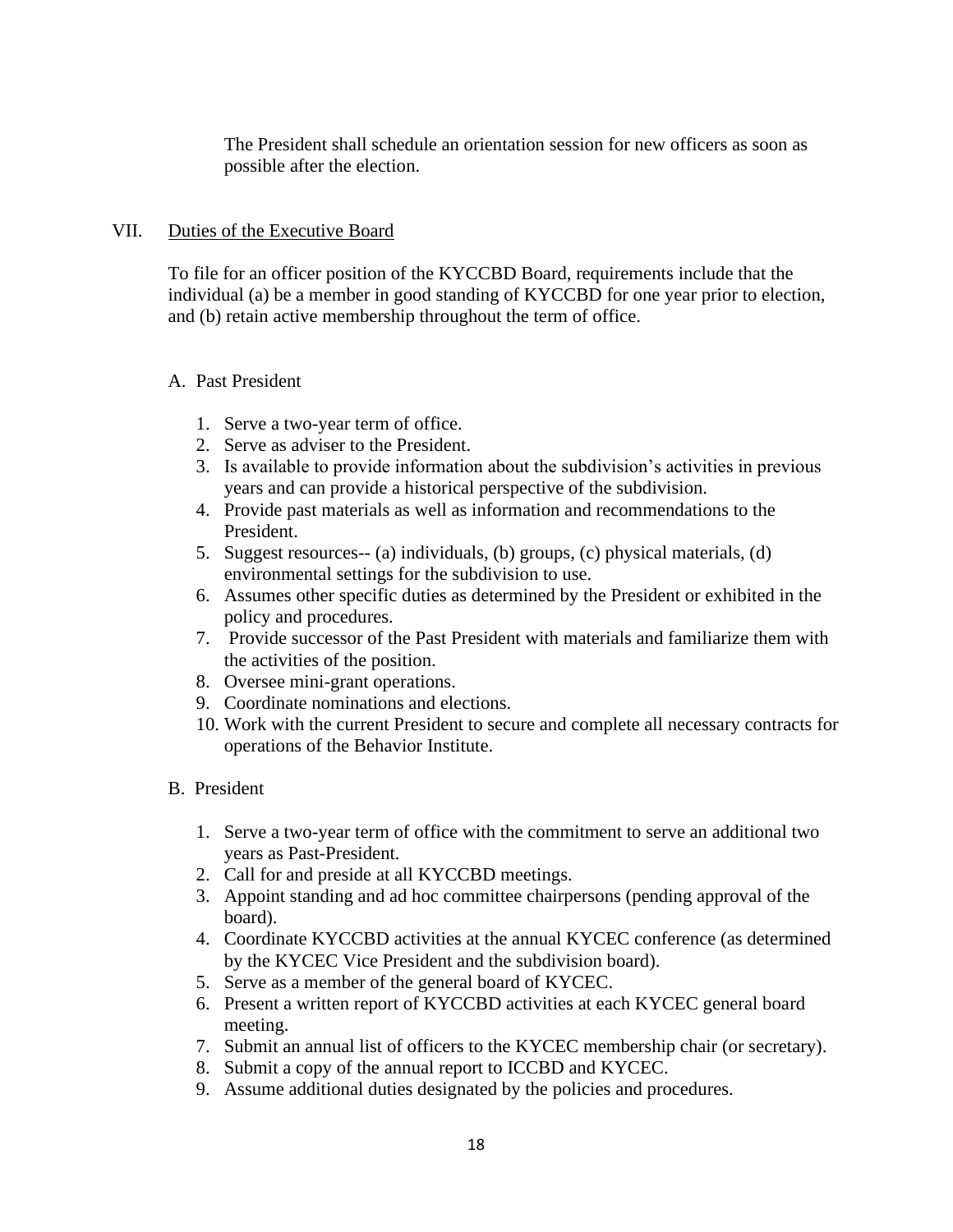The President shall schedule an orientation session for new officers as soon as possible after the election.

## VII. Duties of the Executive Board

To file for an officer position of the KYCCBD Board, requirements include that the individual (a) be a member in good standing of KYCCBD for one year prior to election, and (b) retain active membership throughout the term of office.

### A. Past President

1. Serve a two-year term of office.
2. Serve as adviser to the President.
3. Is available to provide information about the subdivision's activities in previous years and can provide a historical perspective of the subdivision.
4. Provide past materials as well as information and recommendations to the President.
5. Suggest resources-- (a) individuals, (b) groups, (c) physical materials, (d) environmental settings for the subdivision to use.
6. Assumes other specific duties as determined by the President or exhibited in the policy and procedures.
7. Provide successor of the Past President with materials and familiarize them with the activities of the position.
8. Oversee mini-grant operations.
9. Coordinate nominations and elections.
10. Work with the current President to secure and complete all necessary contracts for operations of the Behavior Institute.

### B. President

1. Serve a two-year term of office with the commitment to serve an additional two years as Past-President.
2. Call for and preside at all KYCCBD meetings.
3. Appoint standing and ad hoc committee chairpersons (pending approval of the board).
4. Coordinate KYCCBD activities at the annual KYCEC conference (as determined by the KYCEC Vice President and the subdivision board).
5. Serve as a member of the general board of KYCEC.
6. Present a written report of KYCCBD activities at each KYCEC general board meeting.
7. Submit an annual list of officers to the KYCEC membership chair (or secretary).
8. Submit a copy of the annual report to ICCBD and KYCEC.
9. Assume additional duties designated by the policies and procedures.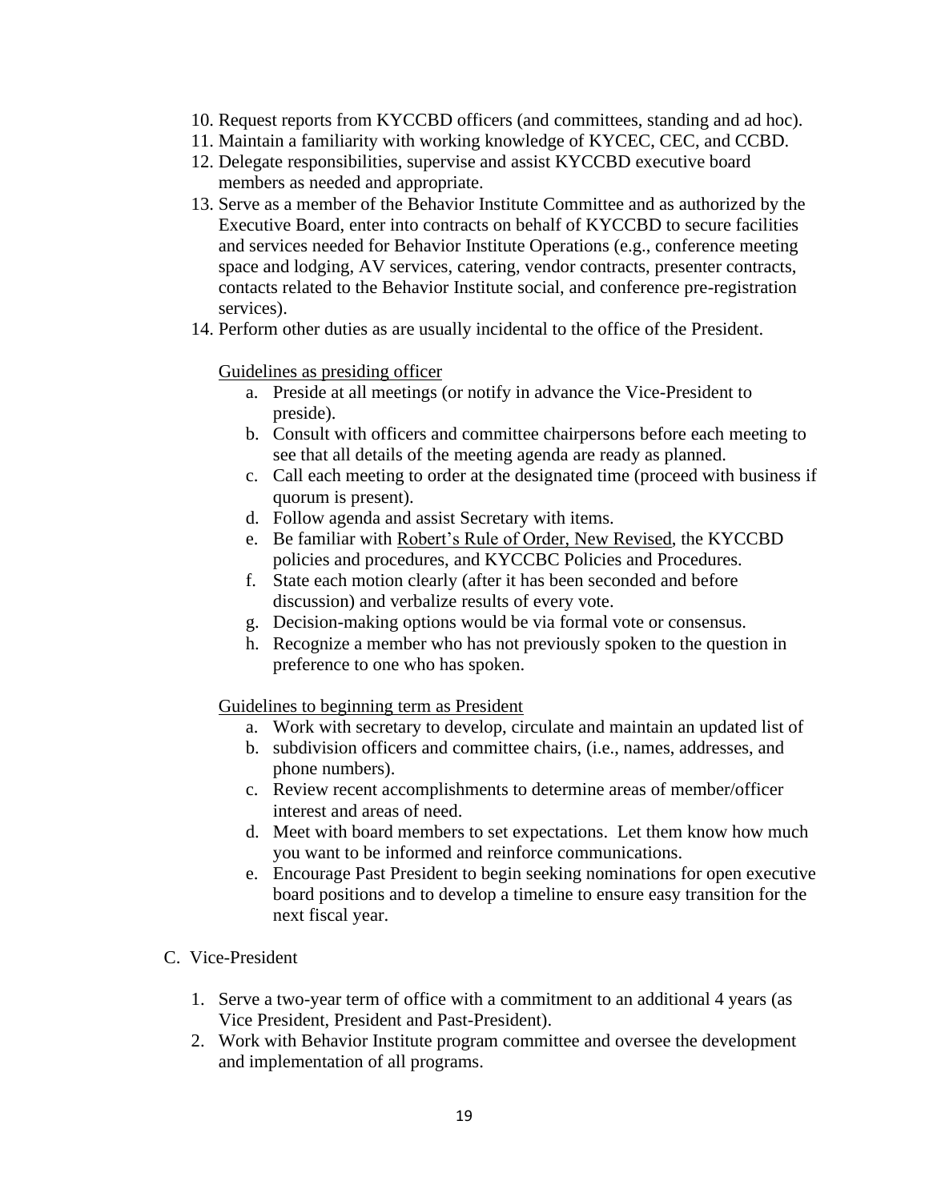10. Request reports from KYCCBD officers (and committees, standing and ad hoc).
11. Maintain a familiarity with working knowledge of KYCEC, CEC, and CCBD.
12. Delegate responsibilities, supervise and assist KYCCBD executive board members as needed and appropriate.
13. Serve as a member of the Behavior Institute Committee and as authorized by the Executive Board, enter into contracts on behalf of KYCCBD to secure facilities and services needed for Behavior Institute Operations (e.g., conference meeting space and lodging, AV services, catering, vendor contracts, presenter contracts, contacts related to the Behavior Institute social, and conference pre-registration services).
14. Perform other duties as are usually incidental to the office of the President.

    Guidelines as presiding officer

    a. Preside at all meetings (or notify in advance the Vice-President to preside).
    b. Consult with officers and committee chairpersons before each meeting to see that all details of the meeting agenda are ready as planned.
    c. Call each meeting to order at the designated time (proceed with business if quorum is present).
    d. Follow agenda and assist Secretary with items.
    e. Be familiar with Robert's Rule of Order, New Revised, the KYCCBD policies and procedures, and KYCCBC Policies and Procedures.
    f. State each motion clearly (after it has been seconded and before discussion) and verbalize results of every vote.
    g. Decision-making options would be via formal vote or consensus.
    h. Recognize a member who has not previously spoken to the question in preference to one who has spoken.

    Guidelines to beginning term as President

    a. Work with secretary to develop, circulate and maintain an updated list of
    b. subdivision officers and committee chairs, (i.e., names, addresses, and phone numbers).
    c. Review recent accomplishments to determine areas of member/officer interest and areas of need.
    d. Meet with board members to set expectations. Let them know how much you want to be informed and reinforce communications.
    e. Encourage Past President to begin seeking nominations for open executive board positions and to develop a timeline to ensure easy transition for the next fiscal year.

C. Vice-President

1. Serve a two-year term of office with a commitment to an additional 4 years (as Vice President, President and Past-President).
2. Work with Behavior Institute program committee and oversee the development and implementation of all programs.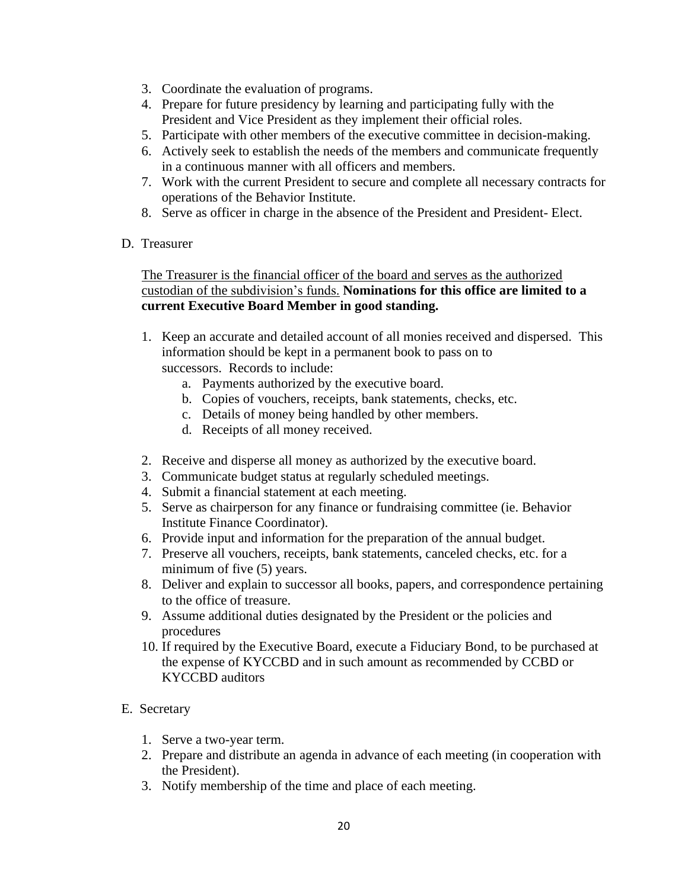3. Coordinate the evaluation of programs.
4. Prepare for future presidency by learning and participating fully with the President and Vice President as they implement their official roles.
5. Participate with other members of the executive committee in decision-making.
6. Actively seek to establish the needs of the members and communicate frequently in a continuous manner with all officers and members.
7. Work with the current President to secure and complete all necessary contracts for operations of the Behavior Institute.
8. Serve as officer in charge in the absence of the President and President- Elect.

D. Treasurer

<u>The Treasurer is the financial officer of the board and serves as the authorized custodian of the subdivision's funds.</u> **Nominations for this office are limited to a current Executive Board Member in good standing.**

1. Keep an accurate and detailed account of all monies received and dispersed. This information should be kept in a permanent book to pass on to successors. Records to include:
   a. Payments authorized by the executive board.
   b. Copies of vouchers, receipts, bank statements, checks, etc.
   c. Details of money being handled by other members.
   d. Receipts of all money received.

2. Receive and disperse all money as authorized by the executive board.
3. Communicate budget status at regularly scheduled meetings.
4. Submit a financial statement at each meeting.
5. Serve as chairperson for any finance or fundraising committee (ie. Behavior Institute Finance Coordinator).
6. Provide input and information for the preparation of the annual budget.
7. Preserve all vouchers, receipts, bank statements, canceled checks, etc. for a minimum of five (5) years.
8. Deliver and explain to successor all books, papers, and correspondence pertaining to the office of treasure.
9. Assume additional duties designated by the President or the policies and procedures
10. If required by the Executive Board, execute a Fiduciary Bond, to be purchased at the expense of KYCCBD and in such amount as recommended by CCBD or KYCCBD auditors

E. Secretary

1. Serve a two-year term.
2. Prepare and distribute an agenda in advance of each meeting (in cooperation with the President).
3. Notify membership of the time and place of each meeting.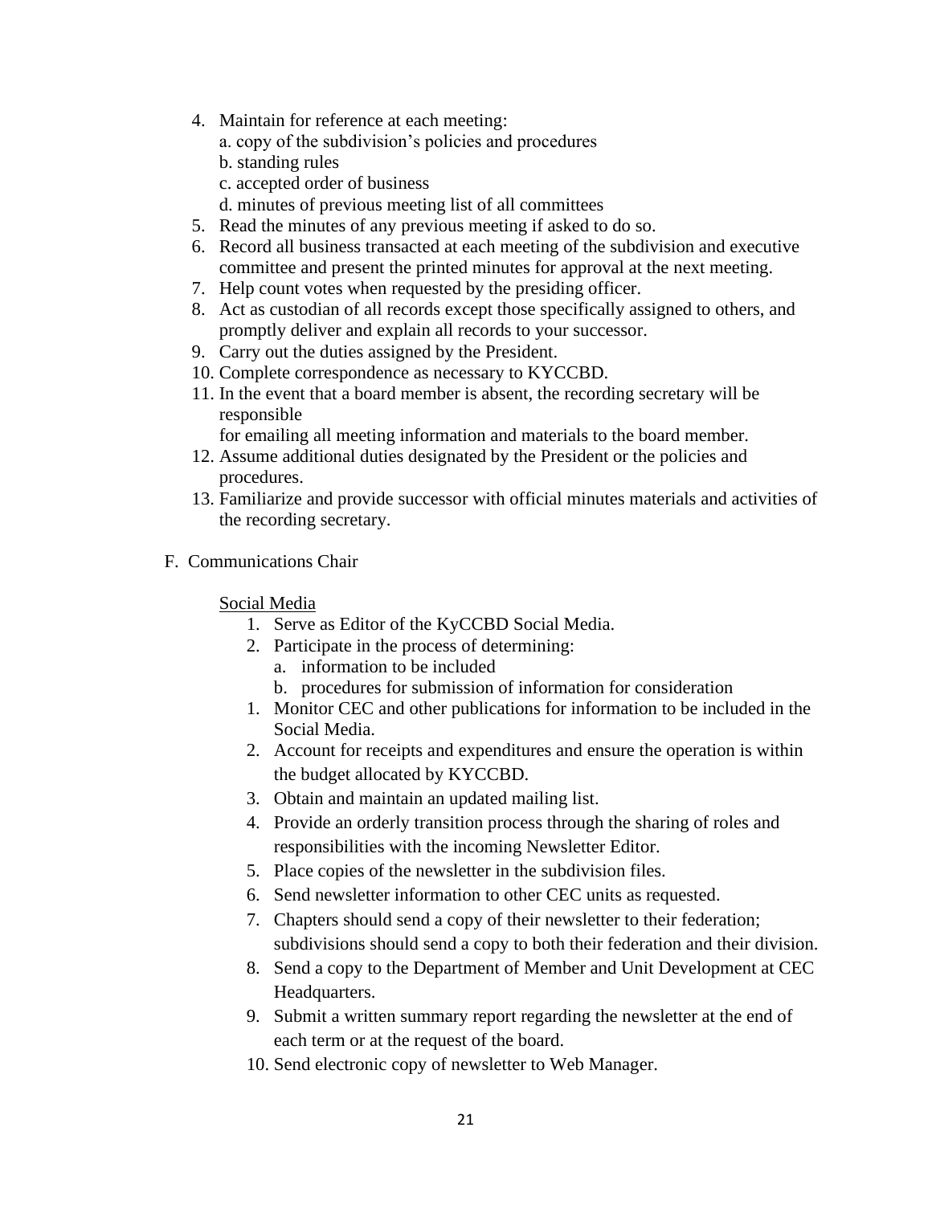4. Maintain for reference at each meeting:
   a. copy of the subdivision's policies and procedures
   b. standing rules
   c. accepted order of business
   d. minutes of previous meeting list of all committees
5. Read the minutes of any previous meeting if asked to do so.
6. Record all business transacted at each meeting of the subdivision and executive committee and present the printed minutes for approval at the next meeting.
7. Help count votes when requested by the presiding officer.
8. Act as custodian of all records except those specifically assigned to others, and promptly deliver and explain all records to your successor.
9. Carry out the duties assigned by the President.
10. Complete correspondence as necessary to KYCCBD.
11. In the event that a board member is absent, the recording secretary will be responsible
    for emailing all meeting information and materials to the board member.
12. Assume additional duties designated by the President or the policies and procedures.
13. Familiarize and provide successor with official minutes materials and activities of the recording secretary.

F. Communications Chair

<u>Social Media</u>

1. Serve as Editor of the KyCCBD Social Media.
2. Participate in the process of determining:
   a. information to be included
   b. procedures for submission of information for consideration
1. Monitor CEC and other publications for information to be included in the Social Media.
2. Account for receipts and expenditures and ensure the operation is within the budget allocated by KYCCBD.
3. Obtain and maintain an updated mailing list.
4. Provide an orderly transition process through the sharing of roles and responsibilities with the incoming Newsletter Editor.
5. Place copies of the newsletter in the subdivision files.
6. Send newsletter information to other CEC units as requested.
7. Chapters should send a copy of their newsletter to their federation; subdivisions should send a copy to both their federation and their division.
8. Send a copy to the Department of Member and Unit Development at CEC Headquarters.
9. Submit a written summary report regarding the newsletter at the end of each term or at the request of the board.
10. Send electronic copy of newsletter to Web Manager.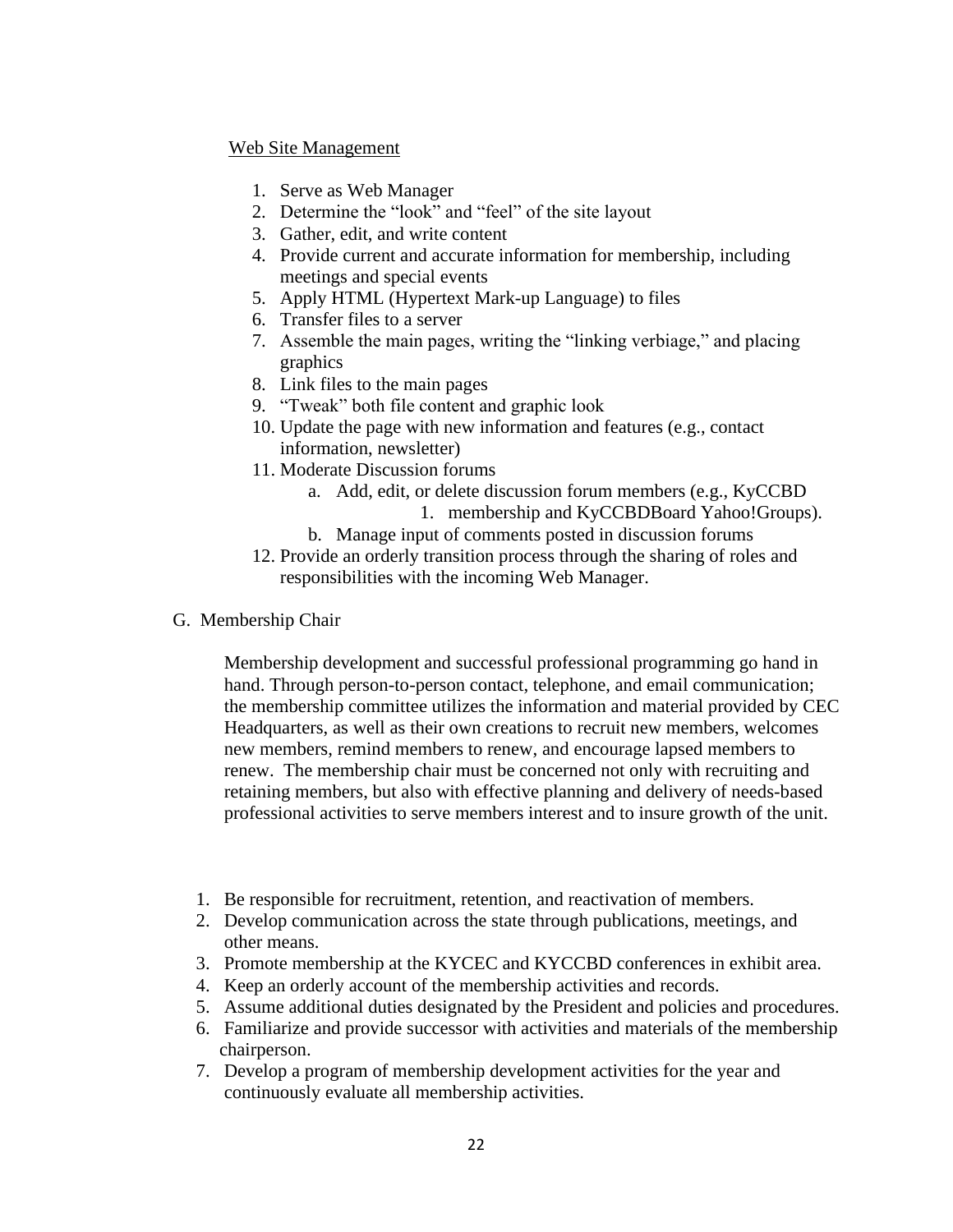<u>Web Site Management</u>

1. Serve as Web Manager
2. Determine the "look" and "feel" of the site layout
3. Gather, edit, and write content
4. Provide current and accurate information for membership, including meetings and special events
5. Apply HTML (Hypertext Mark-up Language) to files
6. Transfer files to a server
7. Assemble the main pages, writing the "linking verbiage," and placing graphics
8. Link files to the main pages
9. "Tweak" both file content and graphic look
10. Update the page with new information and features (e.g., contact information, newsletter)
11. Moderate Discussion forums
    a. Add, edit, or delete discussion forum members (e.g., KyCCBD
        1. membership and KyCCBDBoard Yahoo!Groups).
    b. Manage input of comments posted in discussion forums
12. Provide an orderly transition process through the sharing of roles and responsibilities with the incoming Web Manager.

G. Membership Chair

Membership development and successful professional programming go hand in hand. Through person-to-person contact, telephone, and email communication; the membership committee utilizes the information and material provided by CEC Headquarters, as well as their own creations to recruit new members, welcomes new members, remind members to renew, and encourage lapsed members to renew. The membership chair must be concerned not only with recruiting and retaining members, but also with effective planning and delivery of needs-based professional activities to serve members interest and to insure growth of the unit.

1. Be responsible for recruitment, retention, and reactivation of members.
2. Develop communication across the state through publications, meetings, and other means.
3. Promote membership at the KYCEC and KYCCBD conferences in exhibit area.
4. Keep an orderly account of the membership activities and records.
5. Assume additional duties designated by the President and policies and procedures.
6. Familiarize and provide successor with activities and materials of the membership chairperson.
7. Develop a program of membership development activities for the year and continuously evaluate all membership activities.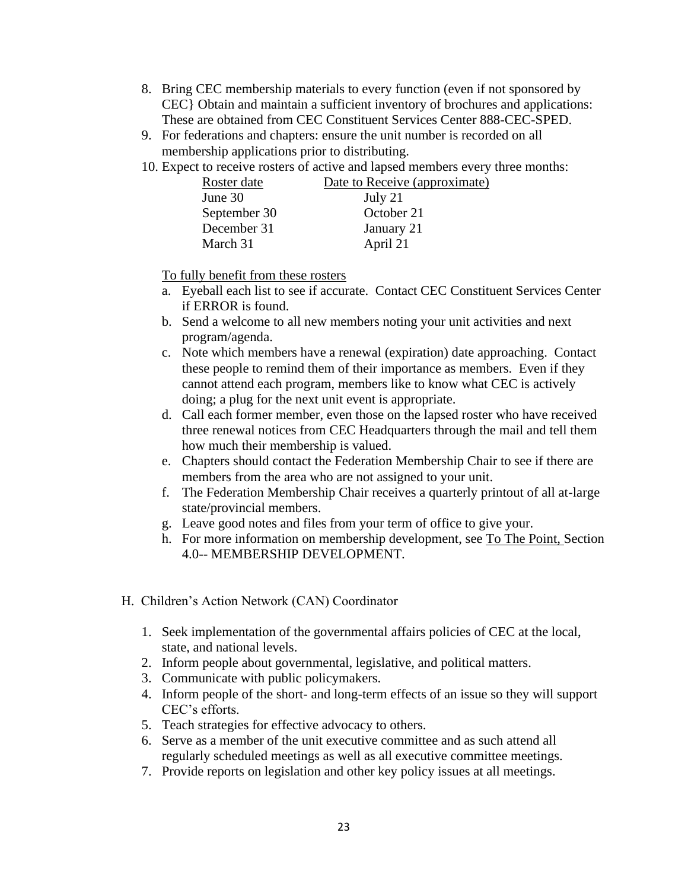8. Bring CEC membership materials to every function (even if not sponsored by CEC} Obtain and maintain a sufficient inventory of brochures and applications: These are obtained from CEC Constituent Services Center 888-CEC-SPED.
9. For federations and chapters: ensure the unit number is recorded on all membership applications prior to distributing.
10. Expect to receive rosters of active and lapsed members every three months:

| Roster date | Date to Receive (approximate) |
|---|---|
| June 30 | July 21 |
| September 30 | October 21 |
| December 31 | January 21 |
| March 31 | April 21 |

    To fully benefit from these rosters

    a. Eyeball each list to see if accurate. Contact CEC Constituent Services Center if ERROR is found.
    b. Send a welcome to all new members noting your unit activities and next program/agenda.
    c. Note which members have a renewal (expiration) date approaching. Contact these people to remind them of their importance as members. Even if they cannot attend each program, members like to know what CEC is actively doing; a plug for the next unit event is appropriate.
    d. Call each former member, even those on the lapsed roster who have received three renewal notices from CEC Headquarters through the mail and tell them how much their membership is valued.
    e. Chapters should contact the Federation Membership Chair to see if there are members from the area who are not assigned to your unit.
    f. The Federation Membership Chair receives a quarterly printout of all at-large state/provincial members.
    g. Leave good notes and files from your term of office to give your.
    h. For more information on membership development, see To The Point, Section 4.0-- MEMBERSHIP DEVELOPMENT.

H. Children's Action Network (CAN) Coordinator

1. Seek implementation of the governmental affairs policies of CEC at the local, state, and national levels.
2. Inform people about governmental, legislative, and political matters.
3. Communicate with public policymakers.
4. Inform people of the short- and long-term effects of an issue so they will support CEC's efforts.
5. Teach strategies for effective advocacy to others.
6. Serve as a member of the unit executive committee and as such attend all regularly scheduled meetings as well as all executive committee meetings.
7. Provide reports on legislation and other key policy issues at all meetings.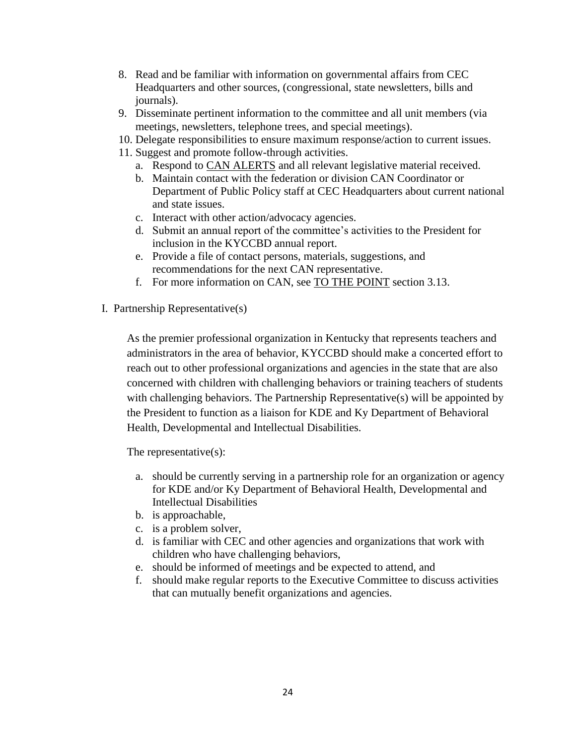8. Read and be familiar with information on governmental affairs from CEC Headquarters and other sources, (congressional, state newsletters, bills and journals).
9. Disseminate pertinent information to the committee and all unit members (via meetings, newsletters, telephone trees, and special meetings).
10. Delegate responsibilities to ensure maximum response/action to current issues.
11. Suggest and promote follow-through activities.
    a. Respond to <u>CAN ALERTS</u> and all relevant legislative material received.
    b. Maintain contact with the federation or division CAN Coordinator or Department of Public Policy staff at CEC Headquarters about current national and state issues.
    c. Interact with other action/advocacy agencies.
    d. Submit an annual report of the committee's activities to the President for inclusion in the KYCCBD annual report.
    e. Provide a file of contact persons, materials, suggestions, and recommendations for the next CAN representative.
    f. For more information on CAN, see <u>TO THE POINT</u> section 3.13.

I. Partnership Representative(s)

As the premier professional organization in Kentucky that represents teachers and administrators in the area of behavior, KYCCBD should make a concerted effort to reach out to other professional organizations and agencies in the state that are also concerned with children with challenging behaviors or training teachers of students with challenging behaviors. The Partnership Representative(s) will be appointed by the President to function as a liaison for KDE and Ky Department of Behavioral Health, Developmental and Intellectual Disabilities.

The representative(s):

a. should be currently serving in a partnership role for an organization or agency for KDE and/or Ky Department of Behavioral Health, Developmental and Intellectual Disabilities
b. is approachable,
c. is a problem solver,
d. is familiar with CEC and other agencies and organizations that work with children who have challenging behaviors,
e. should be informed of meetings and be expected to attend, and
f. should make regular reports to the Executive Committee to discuss activities that can mutually benefit organizations and agencies.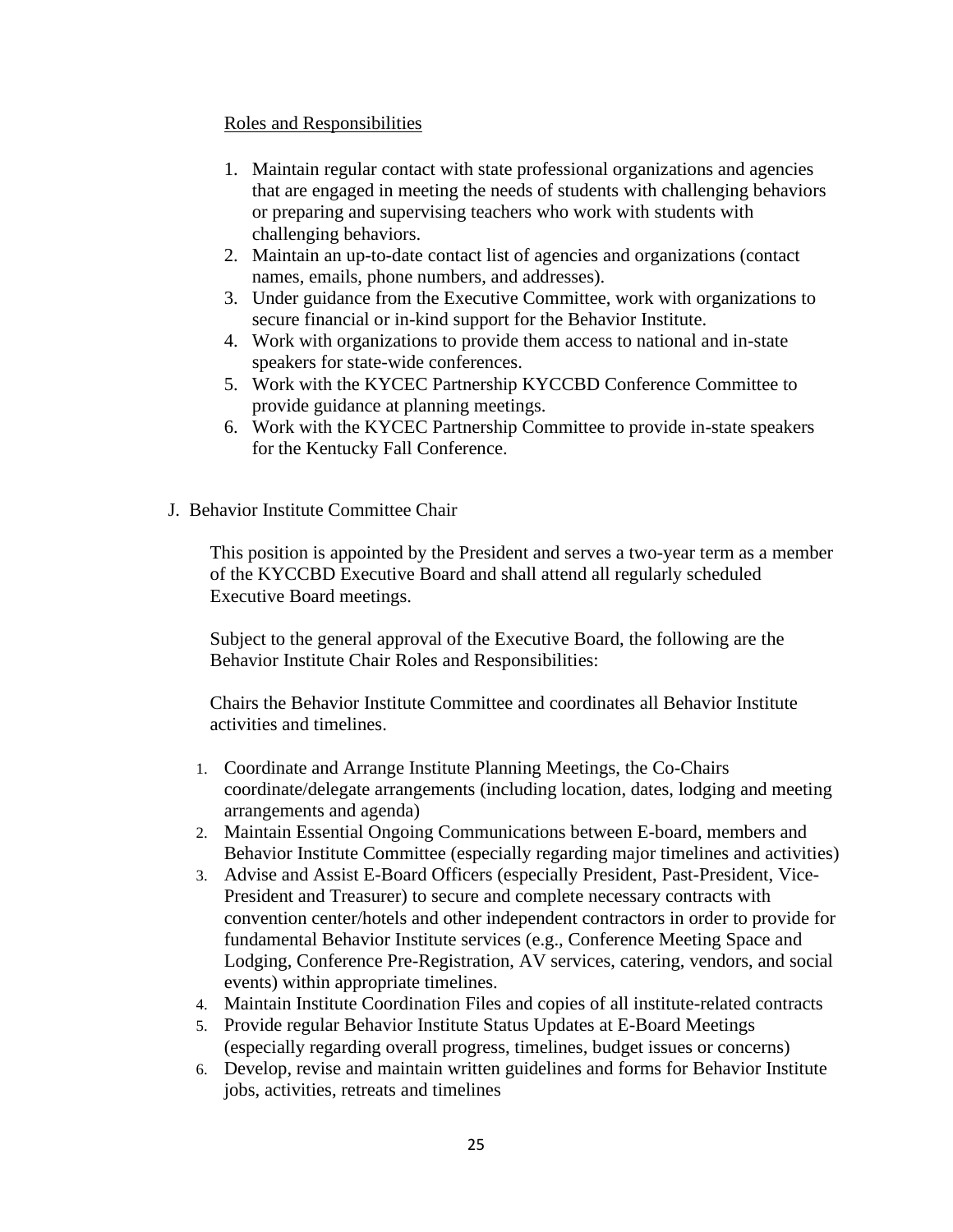Roles and Responsibilities

1. Maintain regular contact with state professional organizations and agencies that are engaged in meeting the needs of students with challenging behaviors or preparing and supervising teachers who work with students with challenging behaviors.
2. Maintain an up-to-date contact list of agencies and organizations (contact names, emails, phone numbers, and addresses).
3. Under guidance from the Executive Committee, work with organizations to secure financial or in-kind support for the Behavior Institute.
4. Work with organizations to provide them access to national and in-state speakers for state-wide conferences.
5. Work with the KYCEC Partnership KYCCBD Conference Committee to provide guidance at planning meetings.
6. Work with the KYCEC Partnership Committee to provide in-state speakers for the Kentucky Fall Conference.

J. Behavior Institute Committee Chair

This position is appointed by the President and serves a two-year term as a member of the KYCCBD Executive Board and shall attend all regularly scheduled Executive Board meetings.

Subject to the general approval of the Executive Board, the following are the Behavior Institute Chair Roles and Responsibilities:

Chairs the Behavior Institute Committee and coordinates all Behavior Institute activities and timelines.

1. Coordinate and Arrange Institute Planning Meetings, the Co-Chairs coordinate/delegate arrangements (including location, dates, lodging and meeting arrangements and agenda)
2. Maintain Essential Ongoing Communications between E-board, members and Behavior Institute Committee (especially regarding major timelines and activities)
3. Advise and Assist E-Board Officers (especially President, Past-President, Vice-President and Treasurer) to secure and complete necessary contracts with convention center/hotels and other independent contractors in order to provide for fundamental Behavior Institute services (e.g., Conference Meeting Space and Lodging, Conference Pre-Registration, AV services, catering, vendors, and social events) within appropriate timelines.
4. Maintain Institute Coordination Files and copies of all institute-related contracts
5. Provide regular Behavior Institute Status Updates at E-Board Meetings (especially regarding overall progress, timelines, budget issues or concerns)
6. Develop, revise and maintain written guidelines and forms for Behavior Institute jobs, activities, retreats and timelines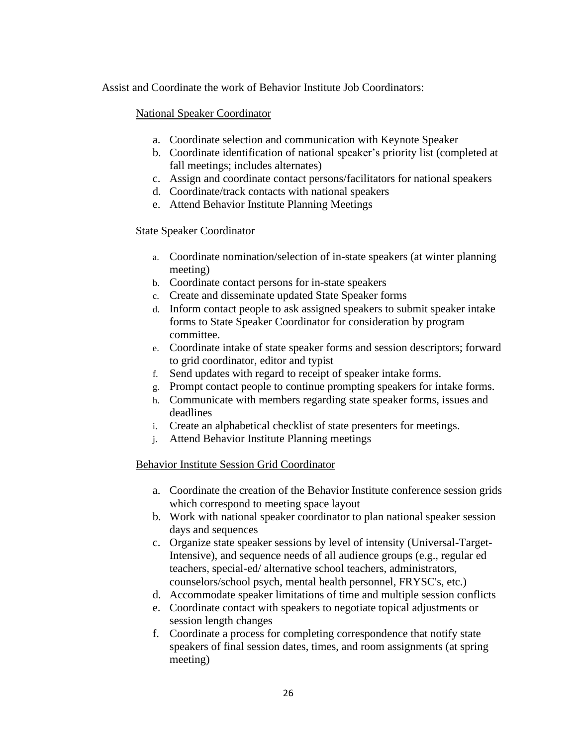Assist and Coordinate the work of Behavior Institute Job Coordinators:

National Speaker Coordinator

a. Coordinate selection and communication with Keynote Speaker
b. Coordinate identification of national speaker's priority list (completed at fall meetings; includes alternates)
c. Assign and coordinate contact persons/facilitators for national speakers
d. Coordinate/track contacts with national speakers
e. Attend Behavior Institute Planning Meetings

State Speaker Coordinator

a. Coordinate nomination/selection of in-state speakers (at winter planning meeting)
b. Coordinate contact persons for in-state speakers
c. Create and disseminate updated State Speaker forms
d. Inform contact people to ask assigned speakers to submit speaker intake forms to State Speaker Coordinator for consideration by program committee.
e. Coordinate intake of state speaker forms and session descriptors; forward to grid coordinator, editor and typist
f. Send updates with regard to receipt of speaker intake forms.
g. Prompt contact people to continue prompting speakers for intake forms.
h. Communicate with members regarding state speaker forms, issues and deadlines
i. Create an alphabetical checklist of state presenters for meetings.
j. Attend Behavior Institute Planning meetings

Behavior Institute Session Grid Coordinator

a. Coordinate the creation of the Behavior Institute conference session grids which correspond to meeting space layout
b. Work with national speaker coordinator to plan national speaker session days and sequences
c. Organize state speaker sessions by level of intensity (Universal-Target-Intensive), and sequence needs of all audience groups (e.g., regular ed teachers, special-ed/ alternative school teachers, administrators, counselors/school psych, mental health personnel, FRYSC's, etc.)
d. Accommodate speaker limitations of time and multiple session conflicts
e. Coordinate contact with speakers to negotiate topical adjustments or session length changes
f. Coordinate a process for completing correspondence that notify state speakers of final session dates, times, and room assignments (at spring meeting)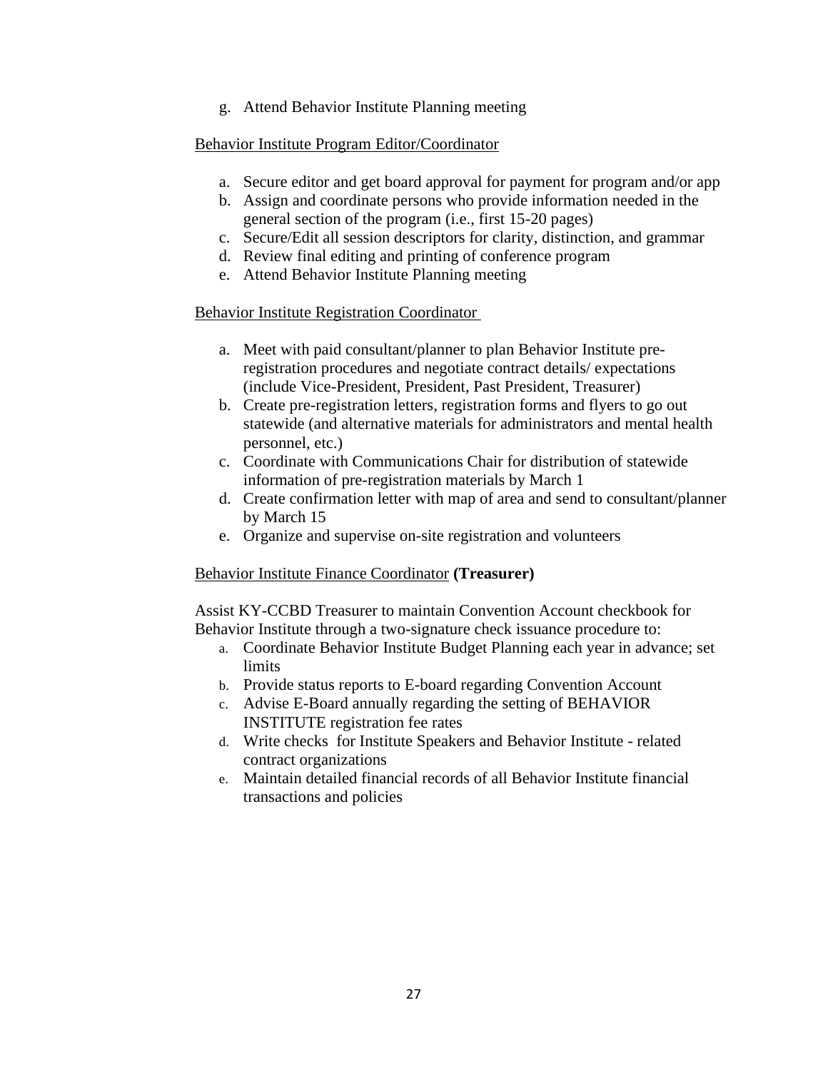g. Attend Behavior Institute Planning meeting

Behavior Institute Program Editor/Coordinator

a. Secure editor and get board approval for payment for program and/or app
b. Assign and coordinate persons who provide information needed in the general section of the program (i.e., first 15-20 pages)
c. Secure/Edit all session descriptors for clarity, distinction, and grammar
d. Review final editing and printing of conference program
e. Attend Behavior Institute Planning meeting

Behavior Institute Registration Coordinator

a. Meet with paid consultant/planner to plan Behavior Institute pre-registration procedures and negotiate contract details/ expectations (include Vice-President, President, Past President, Treasurer)
b. Create pre-registration letters, registration forms and flyers to go out statewide (and alternative materials for administrators and mental health personnel, etc.)
c. Coordinate with Communications Chair for distribution of statewide information of pre-registration materials by March 1
d. Create confirmation letter with map of area and send to consultant/planner by March 15
e. Organize and supervise on-site registration and volunteers

Behavior Institute Finance Coordinator **(Treasurer)**

Assist KY-CCBD Treasurer to maintain Convention Account checkbook for Behavior Institute through a two-signature check issuance procedure to:

a. Coordinate Behavior Institute Budget Planning each year in advance; set limits
b. Provide status reports to E-board regarding Convention Account
c. Advise E-Board annually regarding the setting of BEHAVIOR INSTITUTE registration fee rates
d. Write checks for Institute Speakers and Behavior Institute - related contract organizations
e. Maintain detailed financial records of all Behavior Institute financial transactions and policies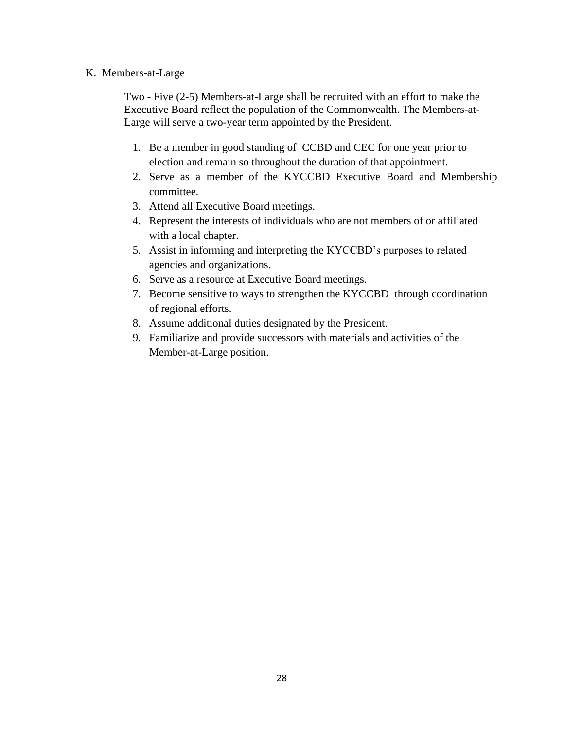K. Members-at-Large

Two - Five (2-5) Members-at-Large shall be recruited with an effort to make the Executive Board reflect the population of the Commonwealth. The Members-at-Large will serve a two-year term appointed by the President.

1. Be a member in good standing of CCBD and CEC for one year prior to election and remain so throughout the duration of that appointment.
2. Serve as a member of the KYCCBD Executive Board and Membership committee.
3. Attend all Executive Board meetings.
4. Represent the interests of individuals who are not members of or affiliated with a local chapter.
5. Assist in informing and interpreting the KYCCBD's purposes to related agencies and organizations.
6. Serve as a resource at Executive Board meetings.
7. Become sensitive to ways to strengthen the KYCCBD through coordination of regional efforts.
8. Assume additional duties designated by the President.
9. Familiarize and provide successors with materials and activities of the Member-at-Large position.